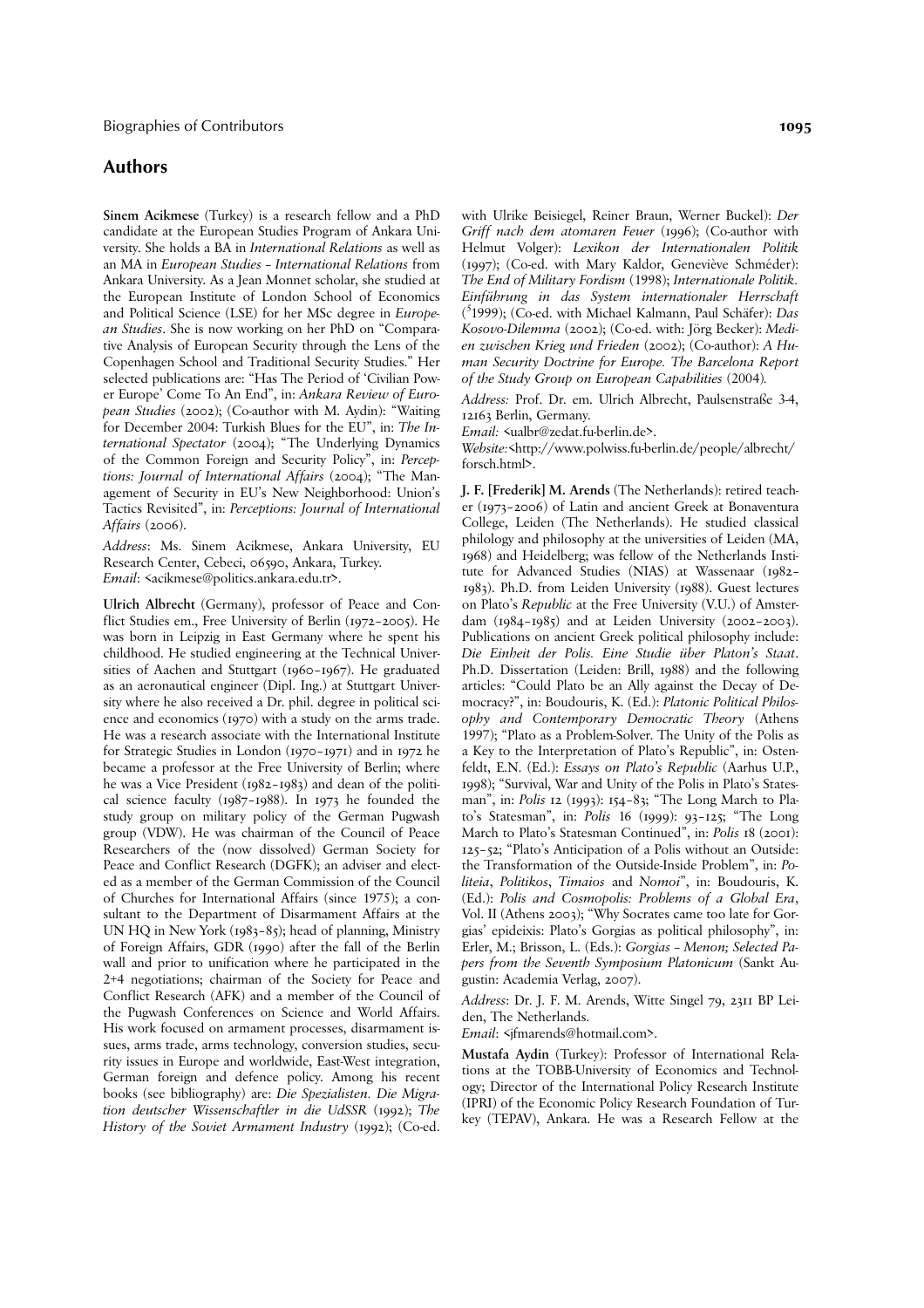## Authors

**Sinem Acikmese** (Turkey) is a research fellow and a PhD candidate at the European Studies Program of Ankara University. She holds a BA in *International Relations* as well as an MA in *European Studies – International Relations* from Ankara University. As a Jean Monnet scholar, she studied at the European Institute of London School of Economics and Political Science (LSE) for her MSc degree in *European Studies*. She is now working on her PhD on "Comparative Analysis of European Security through the Lens of the Copenhagen School and Traditional Security Studies." Her selected publications are: "Has The Period of 'Civilian Power Europe' Come To An End", in: *Ankara Review of European Studies* (2002); (Co-author with M. Aydin): "Waiting for December 2004: Turkish Blues for the EU", in: *The International Spectator* (2004); "The Underlying Dynamics of the Common Foreign and Security Policy", in: *Perceptions: Journal of International Affairs* (2004); "The Management of Security in EU's New Neighborhood: Union's Tactics Revisited", in: *Perceptions: Journal of International Affairs* (2006).

*Address*: Ms. Sinem Acikmese, Ankara University, EU Research Center, Cebeci, 06590, Ankara, Turkey.
*Email*: <acikmese@politics.ankara.edu.tr>.

**Ulrich Albrecht** (Germany), professor of Peace and Conflict Studies em., Free University of Berlin (1972–2005). He was born in Leipzig in East Germany where he spent his childhood. He studied engineering at the Technical Universities of Aachen and Stuttgart (1960–1967). He graduated as an aeronautical engineer (Dipl. Ing.) at Stuttgart University where he also received a Dr. phil. degree in political science and economics (1970) with a study on the arms trade. He was a research associate with the International Institute for Strategic Studies in London (1970–1971) and in 1972 he became a professor at the Free University of Berlin; where he was a Vice President (1982–1983) and dean of the political science faculty (1987–1988). In 1973 he founded the study group on military policy of the German Pugwash group (VDW). He was chairman of the Council of Peace Researchers of the (now dissolved) German Society for Peace and Conflict Research (DGFK); an adviser and elected as a member of the German Commission of the Council of Churches for International Affairs (since 1975); a consultant to the Department of Disarmament Affairs at the UN HQ in New York (1983–85); head of planning, Ministry of Foreign Affairs, GDR (1990) after the fall of the Berlin wall and prior to unification where he participated in the 2+4 negotiations; chairman of the Society for Peace and Conflict Research (AFK) and a member of the Council of the Pugwash Conferences on Science and World Affairs. His work focused on armament processes, disarmament issues, arms trade, arms technology, conversion studies, security issues in Europe and worldwide, East-West integration, German foreign and defence policy. Among his recent books (see bibliography) are: *Die Spezialisten. Die Migration deutscher Wissenschaftler in die UdSSR* (1992); *The History of the Soviet Armament Industry* (1992); (Co-ed. with Ulrike Beisiegel, Reiner Braun, Werner Buckel): *Der Griff nach dem atomaren Feuer* (1996); (Co-author with Helmut Volger): *Lexikon der Internationalen Politik* (1997); (Co-ed. with Mary Kaldor, Geneviève Schméder): *The End of Military Fordism* (1998); *Internationale Politik. Einführung in das System internationaler Herrschaft* (⁵1999); (Co-ed. with Michael Kalmann, Paul Schäfer): *Das Kosovo-Dilemma* (2002); (Co-ed. with: Jörg Becker): *Medien zwischen Krieg und Frieden* (2002); (Co-author): *A Human Security Doctrine for Europe. The Barcelona Report of the Study Group on European Capabilities* (2004).

*Address:* Prof. Dr. em. Ulrich Albrecht, Paulsenstraße 3-4, 12163 Berlin, Germany.
*Email:* <ualbr@zedat.fu-berlin.de>.
*Website:*<http://www.polwiss.fu-berlin.de/people/albrecht/forsch.html>.

**J. F. [Frederik] M. Arends** (The Netherlands): retired teacher (1973–2006) of Latin and ancient Greek at Bonaventura College, Leiden (The Netherlands). He studied classical philology and philosophy at the universities of Leiden (MA, 1968) and Heidelberg; was fellow of the Netherlands Institute for Advanced Studies (NIAS) at Wassenaar (1982–1983). Ph.D. from Leiden University (1988). Guest lectures on Plato's *Republic* at the Free University (V.U.) of Amsterdam (1984–1985) and at Leiden University (2002–2003). Publications on ancient Greek political philosophy include: *Die Einheit der Polis. Eine Studie über Platon's Staat*. Ph.D. Dissertation (Leiden: Brill, 1988) and the following articles: "Could Plato be an Ally against the Decay of Democracy?", in: Boudouris, K. (Ed.): *Platonic Political Philosophy and Contemporary Democratic Theory* (Athens 1997); "Plato as a Problem-Solver. The Unity of the Polis as a Key to the Interpretation of Plato's Republic", in: Ostenfeldt, E.N. (Ed.): *Essays on Plato's Republic* (Aarhus U.P., 1998); "Survival, War and Unity of the Polis in Plato's Statesman", in: *Polis* 12 (1993): 154–83; "The Long March to Plato's Statesman", in: *Polis* 16 (1999): 93–125; "The Long March to Plato's Statesman Continued", in: *Polis* 18 (2001): 125–52; "Plato's Anticipation of a Polis without an Outside: the Transformation of the Outside-Inside Problem", in: *Politeia*, *Politikos*, *Timaios* and *Nomoi*", in: Boudouris, K. (Ed.): *Polis and Cosmopolis: Problems of a Global Era*, Vol. II (Athens 2003); "Why Socrates came too late for Gorgias' epideixis: Plato's Gorgias as political philosophy", in: Erler, M.; Brisson, L. (Eds.): *Gorgias – Menon; Selected Papers from the Seventh Symposium Platonicum* (Sankt Augustin: Academia Verlag, 2007).

*Address*: Dr. J. F. M. Arends, Witte Singel 79, 2311 BP Leiden, The Netherlands.
*Email*: <jfmarends@hotmail.com>.

**Mustafa Aydin** (Turkey): Professor of International Relations at the TOBB-University of Economics and Technology; Director of the International Policy Research Institute (IPRI) of the Economic Policy Research Foundation of Turkey (TEPAV), Ankara. He was a Research Fellow at the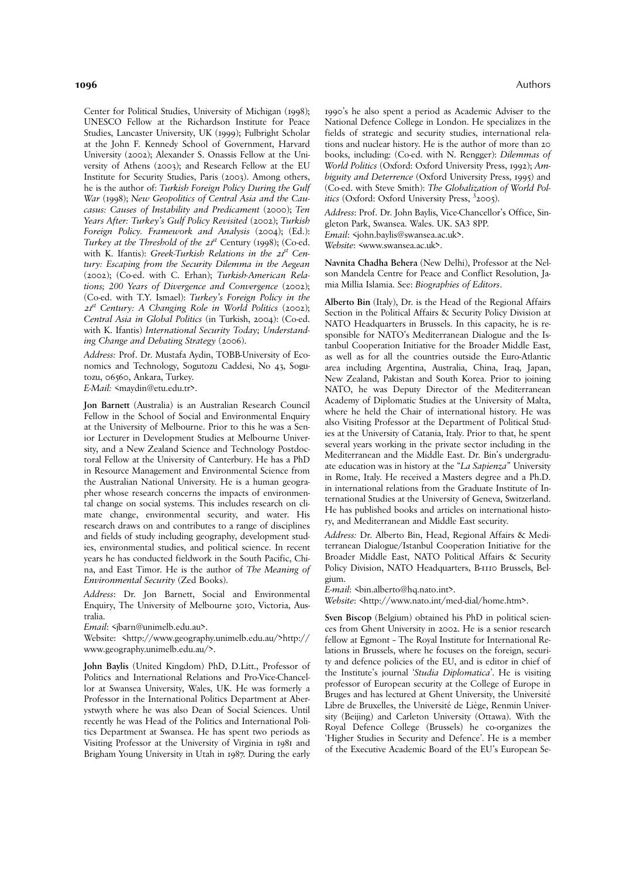Center for Political Studies, University of Michigan (1998); UNESCO Fellow at the Richardson Institute for Peace Studies, Lancaster University, UK (1999); Fulbright Scholar at the John F. Kennedy School of Government, Harvard University (2002); Alexander S. Onassis Fellow at the University of Athens (2003); and Research Fellow at the EU Institute for Security Studies, Paris (2003). Among others, he is the author of: *Turkish Foreign Policy During the Gulf War* (1998); *New Geopolitics of Central Asia and the Caucasus: Causes of Instability and Predicament* (2000); *Ten Years After: Turkey's Gulf Policy Revisited* (2002); *Turkish Foreign Policy. Framework and Analysis* (2004); (Ed.): *Turkey at the Threshold of the 21st Century* (1998); (Co-ed. with K. Ifantis): *Greek-Turkish Relations in the 21st Century: Escaping from the Security Dilemma in the Aegean* (2002); (Co-ed. with C. Erhan); *Turkish-American Relations; 200 Years of Divergence and Convergence* (2002); (Co-ed. with T.Y. Ismael): *Turkey's Foreign Policy in the 21st Century: A Changing Role in World Politics* (2002); *Central Asia in Global Politics* (in Turkish, 2004): (Co-ed. with K. Ifantis) *International Security Today; Understanding Change and Debating Strategy* (2006).

*Address:* Prof. Dr. Mustafa Aydin, TOBB-University of Economics and Technology, Sogutozu Caddesi, No 43, Sogutozu, 06560, Ankara, Turkey.
*E-Mail:* <maydin@etu.edu.tr>.

**Jon Barnett** (Australia) is an Australian Research Council Fellow in the School of Social and Environmental Enquiry at the University of Melbourne. Prior to this he was a Senior Lecturer in Development Studies at Melbourne University, and a New Zealand Science and Technology Postdoctoral Fellow at the University of Canterbury. He has a PhD in Resource Management and Environmental Science from the Australian National University. He is a human geographer whose research concerns the impacts of environmental change on social systems. This includes research on climate change, environmental security, and water. His research draws on and contributes to a range of disciplines and fields of study including geography, development studies, environmental studies, and political science. In recent years he has conducted fieldwork in the South Pacific, China, and East Timor. He is the author of *The Meaning of Environmental Security* (Zed Books).

*Address*: Dr. Jon Barnett, Social and Environmental Enquiry, The University of Melbourne 3010, Victoria, Australia.
*Email*: <jbarn@unimelb.edu.au>.
Website: <http://www.geography.unimelb.edu.au/>http://www.geography.unimelb.edu.au/>.

**John Baylis** (United Kingdom) PhD, D.Litt., Professor of Politics and International Relations and Pro-Vice-Chancellor at Swansea University, Wales, UK. He was formerly a Professor in the International Politics Department at Aberystwyth where he was also Dean of Social Sciences. Until recently he was Head of the Politics and International Politics Department at Swansea. He has spent two periods as Visiting Professor at the University of Virginia in 1981 and Brigham Young University in Utah in 1987. During the early 1990's he also spent a period as Academic Adviser to the National Defence College in London. He specializes in the fields of strategic and security studies, international relations and nuclear history. He is the author of more than 20 books, including: (Co-ed. with N. Rengger): *Dilemmas of World Politics* (Oxford: Oxford University Press, 1992); *Ambiguity and Deterrence* (Oxford University Press, 1995) and (Co-ed. with Steve Smith): *The Globalization of World Politics* (Oxford: Oxford University Press, [3]2005).

*Address*: Prof. Dr. John Baylis, Vice-Chancellor's Office, Singleton Park, Swansea. Wales. UK. SA3 8PP.
*Email*: <john.baylis@swansea.ac.uk>.
*Website*: <www.swansea.ac.uk>.

**Navnita Chadha Behera** (New Delhi), Professor at the Nelson Mandela Centre for Peace and Conflict Resolution, Jamia Millia Islamia. See: *Biographies of Editors*.

**Alberto Bin** (Italy), Dr. is the Head of the Regional Affairs Section in the Political Affairs & Security Policy Division at NATO Headquarters in Brussels. In this capacity, he is responsible for NATO's Mediterranean Dialogue and the Istanbul Cooperation Initiative for the Broader Middle East, as well as for all the countries outside the Euro-Atlantic area including Argentina, Australia, China, Iraq, Japan, New Zealand, Pakistan and South Korea. Prior to joining NATO, he was Deputy Director of the Mediterranean Academy of Diplomatic Studies at the University of Malta, where he held the Chair of international history. He was also Visiting Professor at the Department of Political Studies at the University of Catania, Italy. Prior to that, he spent several years working in the private sector including in the Mediterranean and the Middle East. Dr. Bin's undergraduate education was in history at the "*La Sapienza*" University in Rome, Italy. He received a Masters degree and a Ph.D. in international relations from the Graduate Institute of International Studies at the University of Geneva, Switzerland. He has published books and articles on international history, and Mediterranean and Middle East security.

*Address:* Dr. Alberto Bin, Head, Regional Affairs & Mediterranean Dialogue/Istanbul Cooperation Initiative for the Broader Middle East, NATO Political Affairs & Security Policy Division, NATO Headquarters, B-1110 Brussels, Belgium.
*E-mail*: <bin.alberto@hq.nato.int>.
*Website*: <http://www.nato.int/med-dial/home.htm>.

**Sven Biscop** (Belgium) obtained his PhD in political sciences from Ghent University in 2002. He is a senior research fellow at Egmont – The Royal Institute for International Relations in Brussels, where he focuses on the foreign, security and defence policies of the EU, and is editor in chief of the Institute's journal '*Studia Diplomatica*'. He is visiting professor of European security at the College of Europe in Bruges and has lectured at Ghent University, the Université Libre de Bruxelles, the Université de Liège, Renmin University (Beijing) and Carleton University (Ottawa). With the Royal Defence College (Brussels) he co-organizes the 'Higher Studies in Security and Defence'. He is a member of the Executive Academic Board of the EU's European Se-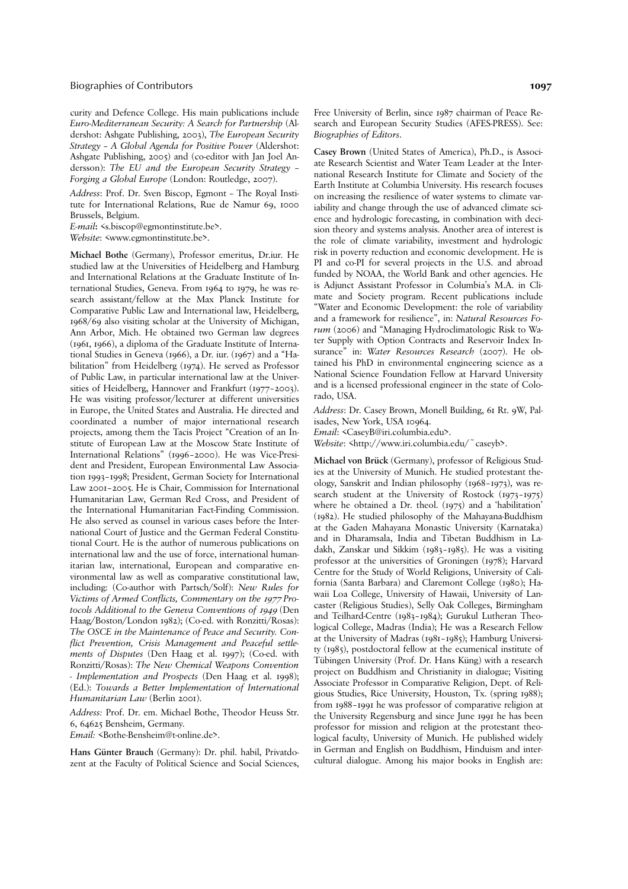curity and Defence College. His main publications include *Euro-Mediterranean Security: A Search for Partnership* (Aldershot: Ashgate Publishing, 2003), *The European Security Strategy – A Global Agenda for Positive Power* (Aldershot: Ashgate Publishing, 2005) and (co-editor with Jan Joel Andersson): *The EU and the European Security Strategy – Forging a Global Europe* (London: Routledge, 2007).

*Address*: Prof. Dr. Sven Biscop, Egmont – The Royal Institute for International Relations, Rue de Namur 69, 1000 Brussels, Belgium.
*E-mail*: <s.biscop@egmontinstitute.be>.
*Website*: <www.egmontinstitute.be>.

**Michael Bothe** (Germany), Professor emeritus, Dr.iur. He studied law at the Universities of Heidelberg and Hamburg and International Relations at the Graduate Institute of International Studies, Geneva. From 1964 to 1979, he was research assistant/fellow at the Max Planck Institute for Comparative Public Law and International law, Heidelberg, 1968/69 also visiting scholar at the University of Michigan, Ann Arbor, Mich. He obtained two German law degrees (1961, 1966), a diploma of the Graduate Institute of International Studies in Geneva (1966), a Dr. iur. (1967) and a "Habilitation" from Heidelberg (1974). He served as Professor of Public Law, in particular international law at the Universities of Heidelberg, Hannover and Frankfurt (1977–2003). He was visiting professor/lecturer at different universities in Europe, the United States and Australia. He directed and coordinated a number of major international research projects, among them the Tacis Project "Creation of an Institute of European Law at the Moscow State Institute of International Relations" (1996–2000). He was Vice-President and President, European Environmental Law Association 1993–1998; President, German Society for International Law 2001–2005. He is Chair, Commission for International Humanitarian Law, German Red Cross, and President of the International Humanitarian Fact-Finding Commission. He also served as counsel in various cases before the International Court of Justice and the German Federal Constitutional Court. He is the author of numerous publications on international law and the use of force, international humanitarian law, international, European and comparative environmental law as well as comparative constitutional law, including: (Co-author with Partsch/Solf): *New Rules for Victims of Armed Conflicts, Commentary on the 1977 Protocols Additional to the Geneva Conventions of 1949* (Den Haag/Boston/London 1982); (Co-ed. with Ronzitti/Rosas): *The OSCE in the Maintenance of Peace and Security. Conflict Prevention, Crisis Management and Peaceful settlements of Disputes* (Den Haag et al. 1997); (Co-ed. with Ronzitti/Rosas): *The New Chemical Weapons Convention - Implementation and Prospects* (Den Haag et al. 1998); (Ed.): *Towards a Better Implementation of International Humanitarian Law* (Berlin 2001).

*Address:* Prof. Dr. em. Michael Bothe, Theodor Heuss Str. 6, 64625 Bensheim, Germany.
*Email:* <Bothe-Bensheim@t-online.de>.

**Hans Günter Brauch** (Germany): Dr. phil. habil, Privatdozent at the Faculty of Political Science and Social Sciences, Free University of Berlin, since 1987 chairman of Peace Research and European Security Studies (AFES-PRESS). See: *Biographies of Editors*.

**Casey Brown** (United States of America), Ph.D., is Associate Research Scientist and Water Team Leader at the International Research Institute for Climate and Society of the Earth Institute at Columbia University. His research focuses on increasing the resilience of water systems to climate variability and change through the use of advanced climate science and hydrologic forecasting, in combination with decision theory and systems analysis. Another area of interest is the role of climate variability, investment and hydrologic risk in poverty reduction and economic development. He is PI and co-PI for several projects in the U.S. and abroad funded by NOAA, the World Bank and other agencies. He is Adjunct Assistant Professor in Columbia's M.A. in Climate and Society program. Recent publications include "Water and Economic Development: the role of variability and a framework for resilience", in: *Natural Resources Forum* (2006) and "Managing Hydroclimatologic Risk to Water Supply with Option Contracts and Reservoir Index Insurance" in: *Water Resources Research* (2007). He obtained his PhD in environmental engineering science as a National Science Foundation Fellow at Harvard University and is a licensed professional engineer in the state of Colorado, USA.

*Address*: Dr. Casey Brown, Monell Building, 61 Rt. 9W, Palisades, New York, USA 10964.
*Email*: <CaseyB@iri.columbia.edu>.
*Website*: <http://www.iri.columbia.edu/~caseyb>.

**Michael von Brück** (Germany), professor of Religious Studies at the University of Munich. He studied protestant theology, Sanskrit and Indian philosophy (1968–1973), was research student at the University of Rostock (1973–1975) where he obtained a Dr. theol. (1975) and a 'habilitation' (1982). He studied philosophy of the Mahayana-Buddhism at the Gaden Mahayana Monastic University (Karnataka) and in Dharamsala, India and Tibetan Buddhism in Ladakh, Zanskar und Sikkim (1983–1985). He was a visiting professor at the universities of Groningen (1978); Harvard Centre for the Study of World Religions, University of California (Santa Barbara) and Claremont College (1980); Hawaii Loa College, University of Hawaii, University of Lancaster (Religious Studies), Selly Oak Colleges, Birmingham and Teilhard-Centre (1983–1984); Gurukul Lutheran Theological College, Madras (India); He was a Research Fellow at the University of Madras (1981–1985); Hamburg University (1985), postdoctoral fellow at the ecumenical institute of Tübingen University (Prof. Dr. Hans Küng) with a research project on Buddhism and Christianity in dialogue; Visiting Associate Professor in Comparative Religion, Dept. of Religious Studies, Rice University, Houston, Tx. (spring 1988); from 1988–1991 he was professor of comparative religion at the University Regensburg and since June 1991 he has been professor for mission and religion at the protestant theological faculty, University of Munich. He published widely in German and English on Buddhism, Hinduism and intercultural dialogue. Among his major books in English are: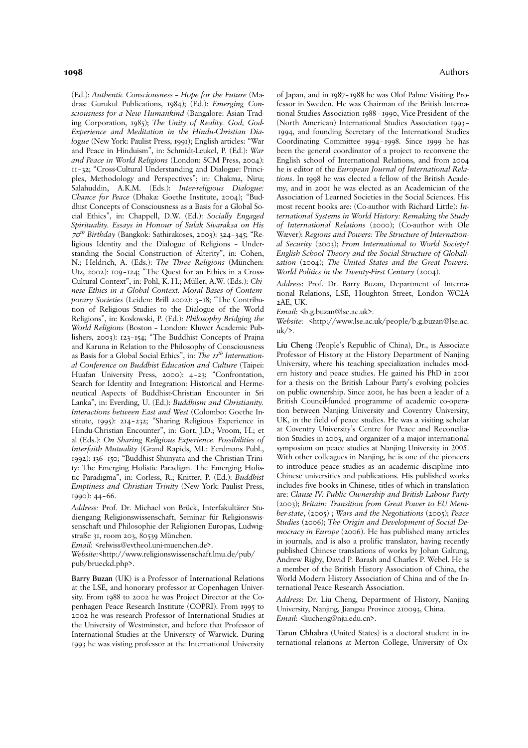(Ed.): *Authentic Consciousness – Hope for the Future* (Madras: Gurukul Publications, 1984); (Ed.): *Emerging Consciousness for a New Humankind* (Bangalore: Asian Trading Corporation, 1985); *The Unity of Reality. God, God-Experience and Meditation in the Hindu-Christian Dialogue* (New York: Paulist Press, 1991); English articles: "War and Peace in Hinduism", in: Schmidt-Leukel, P. (Ed.): *War and Peace in World Religions* (London: SCM Press, 2004): 11–32; "Cross-Cultural Understanding and Dialogue: Principles, Methodology and Perspectives"; in: Chakma, Niru; Salahuddin, A.K.M. (Eds.): *Inter-religious Dialogue: Chance for Peace* (Dhaka: Goethe Institute, 2004); "Buddhist Concepts of Consciousness as a Basis for a Global Social Ethics", in: Chappell, D.W. (Ed.): *Socially Engaged Spirituality. Essays in Honour of Sulak Sivaraksa on His 70th Birthday* (Bangkok: Sathirakoses, 2003): 324–345; "Religious Identity and the Dialogue of Religions – Understanding the Social Construction of Alterity", in: Cohen, N.; Heldrich, A. (Eds.): *The Three Religions* (München: Utz, 2002): 109–124; "The Quest for an Ethics in a Cross-Cultural Context", in: Pohl, K.-H.; Müller, A.W. (Eds.): *Chinese Ethics in a Global Context. Moral Bases of Contemporary Societies* (Leiden: Brill 2002): 3–18; "The Contribution of Religious Studies to the Dialogue of the World Religions", in: Koslowski, P. (Ed.): *Philosophy Bridging the World Religions* (Boston – London: Kluwer Academic Publishers, 2003): 123–154; "The Buddhist Concepts of Prajna and Karuna in Relation to the Philosophy of Consciousness as Basis for a Global Social Ethics", in: *The 11th International Conference on Buddhist Education and Culture* (Taipei: Huafan University Press, 2000): 4–23; "Confrontation, Search for Identity and Integration: Historical and Hermeneutical Aspects of Buddhist-Christian Encounter in Sri Lanka", in: Everding, U. (Ed.): *Buddhism and Christianity. Interactions between East and West* (Colombo: Goethe Institute, 1995): 214–232; "Sharing Religious Experience in Hindu-Christian Encounter", in: Gort, J.D.; Vroom, H.; et al (Eds.): *On Sharing Religious Experience. Possibilities of Interfaith Mutuality* (Grand Rapids, MI.: Eerdmans Publ., 1992): 136–150; "Buddhist Shunyata and the Christian Trinity: The Emerging Holistic Paradigm. The Emerging Holistic Paradigma", in: Corless, R.; Knitter, P. (Ed.): *Buddhist Emptiness and Christian Trinity* (New York: Paulist Press, 1990): 44–66.

*Address:* Prof. Dr. Michael von Brück, Interfakultärer Studiengang Religionswissenschaft, Seminar für Religionswissenschaft und Philosophie der Religionen Europas, Ludwigstraße 31, room 203, 80539 München.

*Email:* <relwiss@evtheol.uni-muenchen.de>.

*Website:*<http://www.religionswissenschaft.lmu.de/pub/pub/brueckd.php>.

**Barry Buzan** (UK) is a Professor of International Relations at the LSE, and honorary professor at Copenhagen University. From 1988 to 2002 he was Project Director at the Copenhagen Peace Research Institute (COPRI). From 1995 to 2002 he was research Professor of International Studies at the University of Westminster, and before that Professor of International Studies at the University of Warwick. During 1993 he was visting professor at the International University of Japan, and in 1987–1988 he was Olof Palme Visiting Professor in Sweden. He was Chairman of the British International Studies Association 1988–1990, Vice-President of the (North American) International Studies Association 1993–1994, and founding Secretary of the International Studies Coordinating Committee 1994–1998. Since 1999 he has been the general coordinator of a project to reconvene the English school of International Relations, and from 2004 he is editor of the *European Journal of International Relations*. In 1998 he was elected a fellow of the British Academy, and in 2001 he was elected as an Academician of the Association of Learned Societies in the Social Sciences. His most recent books are: (Co-author with Richard Little): *International Systems in World History: Remaking the Study of International Relations* (2000); (Co-author with Ole Wæver): *Regions and Powers: The Structure of International Security* (2003); *From International to World Society? English School Theory and the Social Structure of Globalisation* (2004); *The United States and the Great Powers: World Politics in the Twenty-First Century* (2004).

*Address*: Prof. Dr. Barry Buzan, Department of International Relations, LSE, Houghton Street, London WC2A 2AE, UK.

*Email*: <b.g.buzan@lse.ac.uk>.

*Website:* <http://www.lse.ac.uk/people/b.g.buzan@lse.ac.uk/>.

**Liu Cheng** (People's Republic of China), Dr., is Associate Professor of History at the History Department of Nanjing University, where his teaching specialization includes modern history and peace studies. He gained his PhD in 2001 for a thesis on the British Labour Party's evolving policies on public ownership. Since 2001, he has been a leader of a British Council-funded programme of academic co-operation between Nanjing University and Coventry University, UK, in the field of peace studies. He was a visiting scholar at Coventry University's Centre for Peace and Reconciliation Studies in 2003, and organizer of a major international symposium on peace studies at Nanjing University in 2005. With other colleagues in Nanjing, he is one of the pioneers to introduce peace studies as an academic discipline into Chinese universities and publications. His published works includes five books in Chinese, titles of which in translation are: *Clause IV: Public Ownership and British Labour Party* (2003); *Britain: Transition from Great Power to EU Member-state*, (2005) ; *Wars and the Negotiations* (2005); *Peace Studies* (2006); *The Origin and Development of Social Democracy in Europe* (2006). He has published many articles in journals, and is also a prolific translator, having recently published Chinese translations of works by Johan Galtung, Andrew Rigby, David P. Barash and Charles P. Webel. He is a member of the British History Association of China, the World Modern History Association of China and of the International Peace Research Association.

*Address*: Dr. Liu Cheng, Department of History, Nanjing University, Nanjing, Jiangsu Province 210093, China.
*Email*: <liucheng@nju.edu.cn>.

**Tarun Chhabra** (United States) is a doctoral student in international relations at Merton College, University of Ox-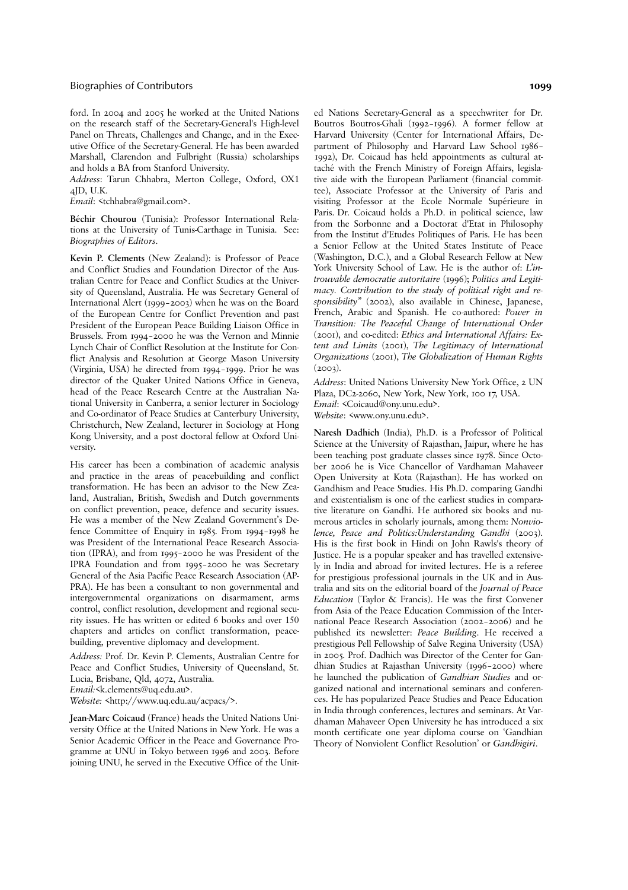ford. In 2004 and 2005 he worked at the United Nations on the research staff of the Secretary-General's High-level Panel on Threats, Challenges and Change, and in the Executive Office of the Secretary-General. He has been awarded Marshall, Clarendon and Fulbright (Russia) scholarships and holds a BA from Stanford University.

*Address*: Tarun Chhabra, Merton College, Oxford, OX1 4JD, U.K.

*Email*: <tchhabra@gmail.com>.

**Béchir Chourou** (Tunisia): Professor International Relations at the University of Tunis-Carthage in Tunisia. See: *Biographies of Editors*.

**Kevin P. Clements** (New Zealand): is Professor of Peace and Conflict Studies and Foundation Director of the Australian Centre for Peace and Conflict Studies at the University of Queensland, Australia. He was Secretary General of International Alert (1999–2003) when he was on the Board of the European Centre for Conflict Prevention and past President of the European Peace Building Liaison Office in Brussels. From 1994–2000 he was the Vernon and Minnie Lynch Chair of Conflict Resolution at the Institute for Conflict Analysis and Resolution at George Mason University (Virginia, USA) he directed from 1994–1999. Prior he was director of the Quaker United Nations Office in Geneva, head of the Peace Research Centre at the Australian National University in Canberra, a senior lecturer in Sociology and Co-ordinator of Peace Studies at Canterbury University, Christchurch, New Zealand, lecturer in Sociology at Hong Kong University, and a post doctoral fellow at Oxford University.

His career has been a combination of academic analysis and practice in the areas of peacebuilding and conflict transformation. He has been an advisor to the New Zealand, Australian, British, Swedish and Dutch governments on conflict prevention, peace, defence and security issues. He was a member of the New Zealand Government's Defence Committee of Enquiry in 1985. From 1994–1998 he was President of the International Peace Research Association (IPRA), and from 1995–2000 he was President of the IPRA Foundation and from 1995–2000 he was Secretary General of the Asia Pacific Peace Research Association (APPRA). He has been a consultant to non governmental and intergovernmental organizations on disarmament, arms control, conflict resolution, development and regional security issues. He has written or edited 6 books and over 150 chapters and articles on conflict transformation, peacebuilding, preventive diplomacy and development.

*Address:* Prof. Dr. Kevin P. Clements, Australian Centre for Peace and Conflict Studies, University of Queensland, St. Lucia, Brisbane, Qld, 4072, Australia.

*Email:*<k.clements@uq.edu.au>.

*Website:* <http://www.uq.edu.au/acpacs/>.

**Jean-Marc Coicaud** (France) heads the United Nations University Office at the United Nations in New York. He was a Senior Academic Officer in the Peace and Governance Programme at UNU in Tokyo between 1996 and 2003. Before joining UNU, he served in the Executive Office of the United Nations Secretary-General as a speechwriter for Dr. Boutros Boutros-Ghali (1992–1996). A former fellow at Harvard University (Center for International Affairs, Department of Philosophy and Harvard Law School 1986–1992), Dr. Coicaud has held appointments as cultural attaché with the French Ministry of Foreign Affairs, legislative aide with the European Parliament (financial committee), Associate Professor at the University of Paris and visiting Professor at the Ecole Normale Supérieure in Paris. Dr. Coicaud holds a Ph.D. in political science, law from the Sorbonne and a Doctorat d'Etat in Philosophy from the Institut d'Etudes Politiques of Paris. He has been a Senior Fellow at the United States Institute of Peace (Washington, D.C.), and a Global Research Fellow at New York University School of Law. He is the author of: *L'introuvable democratie autoritaire* (1996); *Politics and Legitimacy. Contribution to the study of political right and responsibility"* (2002), also available in Chinese, Japanese, French, Arabic and Spanish. He co-authored: *Power in Transition: The Peaceful Change of International Order* (2001), and co-edited: *Ethics and International Affairs: Extent and Limits* (2001), *The Legitimacy of International Organizations* (2001), *The Globalization of Human Rights* (2003).

*Address*: United Nations University New York Office, 2 UN Plaza, DC2-2060, New York, New York, 100 17, USA.

*Email*: <Coicaud@ony.unu.edu>.

*Website*: <www.ony.unu.edu>.

**Naresh Dadhich** (India), Ph.D. is a Professor of Political Science at the University of Rajasthan, Jaipur, where he has been teaching post graduate classes since 1978. Since October 2006 he is Vice Chancellor of Vardhaman Mahaveer Open University at Kota (Rajasthan). He has worked on Gandhism and Peace Studies. His Ph.D. comparing Gandhi and existentialism is one of the earliest studies in comparative literature on Gandhi. He authored six books and numerous articles in scholarly journals, among them: *Nonviolence, Peace and Politics:Understanding Gandhi* (2003). His is the first book in Hindi on John Rawls's theory of Justice. He is a popular speaker and has travelled extensively in India and abroad for invited lectures. He is a referee for prestigious professional journals in the UK and in Australia and sits on the editorial board of the *Journal of Peace Education* (Taylor & Francis). He was the first Convener from Asia of the Peace Education Commission of the International Peace Research Association (2002–2006) and he published its newsletter: *Peace Building*. He received a prestigious Pell Fellowship of Salve Regina University (USA) in 2005. Prof. Dadhich was Director of the Center for Gandhian Studies at Rajasthan University (1996–2000) where he launched the publication of *Gandhian Studies* and organized national and international seminars and conferences. He has popularized Peace Studies and Peace Education in India through conferences, lectures and seminars. At Vardhaman Mahaveer Open University he has introduced a six month certificate one year diploma course on 'Gandhian Theory of Nonviolent Conflict Resolution' or *Gandhigiri*.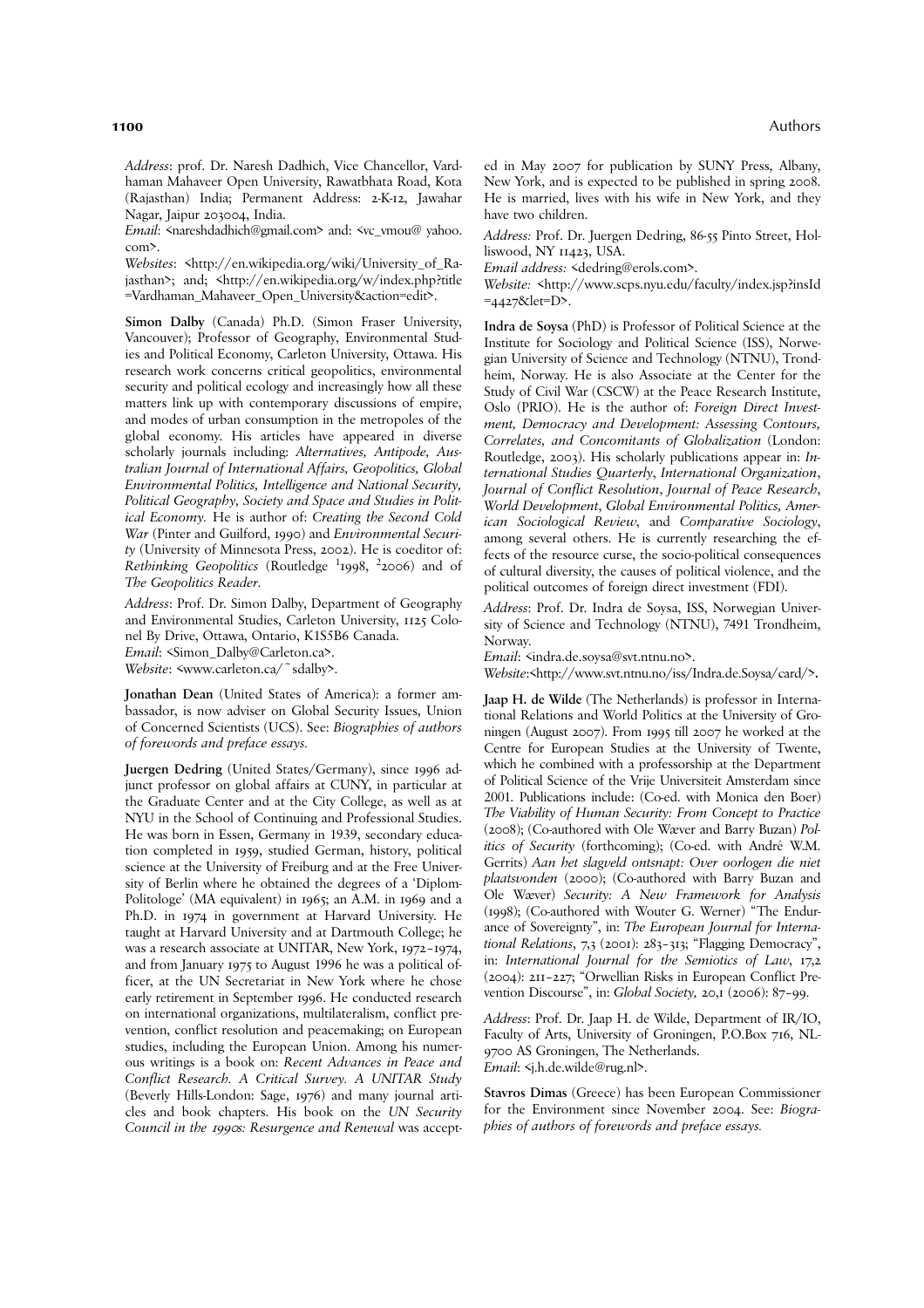*Address*: prof. Dr. Naresh Dadhich, Vice Chancellor, Vardhaman Mahaveer Open University, Rawatbhata Road, Kota (Rajasthan) India; Permanent Address: 2-K-12, Jawahar Nagar, Jaipur 203004, India.
*Email*: <nareshdadhich@gmail.com> and: <vc_vmou@ yahoo. com>.
*Websites*: <http://en.wikipedia.org/wiki/University_of_Rajasthan>; and; <http://en.wikipedia.org/w/index.php?title =Vardhaman_Mahaveer_Open_University&action=edit>.

**Simon Dalby** (Canada) Ph.D. (Simon Fraser University, Vancouver); Professor of Geography, Environmental Studies and Political Economy, Carleton University, Ottawa. His research work concerns critical geopolitics, environmental security and political ecology and increasingly how all these matters link up with contemporary discussions of empire, and modes of urban consumption in the metropoles of the global economy. His articles have appeared in diverse scholarly journals including: *Alternatives, Antipode, Australian Journal of International Affairs, Geopolitics, Global Environmental Politics, Intelligence and National Security, Political Geography, Society and Space and Studies in Political Economy.* He is author of: *Creating the Second Cold War* (Pinter and Guilford, 1990) and *Environmental Security* (University of Minnesota Press, 2002). He is coeditor of: *Rethinking Geopolitics* (Routledge [1]1998, [2]2006) and of *The Geopolitics Reader*.

*Address*: Prof. Dr. Simon Dalby, Department of Geography and Environmental Studies, Carleton University, 1125 Colonel By Drive, Ottawa, Ontario, K1S5B6 Canada.
*Email*: <Simon_Dalby@Carleton.ca>.
*Website*: <www.carleton.ca/~sdalby>.

**Jonathan Dean** (United States of America): a former ambassador, is now adviser on Global Security Issues, Union of Concerned Scientists (UCS). See: *Biographies of authors of forewords and preface essays.*

**Juergen Dedring** (United States/Germany), since 1996 adjunct professor on global affairs at CUNY, in particular at the Graduate Center and at the City College, as well as at NYU in the School of Continuing and Professional Studies. He was born in Essen, Germany in 1939, secondary education completed in 1959, studied German, history, political science at the University of Freiburg and at the Free University of Berlin where he obtained the degrees of a 'Diplom-Politologe' (MA equivalent) in 1965; an A.M. in 1969 and a Ph.D. in 1974 in government at Harvard University. He taught at Harvard University and at Dartmouth College; he was a research associate at UNITAR, New York, 1972–1974, and from January 1975 to August 1996 he was a political officer, at the UN Secretariat in New York where he chose early retirement in September 1996. He conducted research on international organizations, multilateralism, conflict prevention, conflict resolution and peacemaking; on European studies, including the European Union. Among his numerous writings is a book on: *Recent Advances in Peace and Conflict Research. A Critical Survey. A UNITAR Study* (Beverly Hills-London: Sage, 1976) and many journal articles and book chapters. His book on the *UN Security Council in the 1990s: Resurgence and Renewal* was accepted in May 2007 for publication by SUNY Press, Albany, New York, and is expected to be published in spring 2008. He is married, lives with his wife in New York, and they have two children.

*Address:* Prof. Dr. Juergen Dedring, 86-55 Pinto Street, Holliswood, NY 11423, USA.
*Email address:* <dedring@erols.com>.
*Website:* <http://www.scps.nyu.edu/faculty/index.jsp?insId =4427&let=D>.

**Indra de Soysa** (PhD) is Professor of Political Science at the Institute for Sociology and Political Science (ISS), Norwegian University of Science and Technology (NTNU), Trondheim, Norway. He is also Associate at the Center for the Study of Civil War (CSCW) at the Peace Research Institute, Oslo (PRIO). He is the author of: *Foreign Direct Investment, Democracy and Development: Assessing Contours, Correlates, and Concomitants of Globalization* (London: Routledge, 2003). His scholarly publications appear in: *International Studies Quarterly*, *International Organization*, *Journal of Conflict Resolution*, *Journal of Peace Research*, *World Development*, *Global Environmental Politics*, *American Sociological Review*, and *Comparative Sociology*, among several others. He is currently researching the effects of the resource curse, the socio-political consequences of cultural diversity, the causes of political violence, and the political outcomes of foreign direct investment (FDI).

*Address*: Prof. Dr. Indra de Soysa, ISS, Norwegian University of Science and Technology (NTNU), 7491 Trondheim, Norway.
*Email*: <indra.de.soysa@svt.ntnu.no>.
*Website*:<http://www.svt.ntnu.no/iss/Indra.de.Soysa/card/>.

**Jaap H. de Wilde** (The Netherlands) is professor in International Relations and World Politics at the University of Groningen (August 2007). From 1995 till 2007 he worked at the Centre for European Studies at the University of Twente, which he combined with a professorship at the Department of Political Science of the Vrije Universiteit Amsterdam since 2001. Publications include: (Co-ed. with Monica den Boer) *The Viability of Human Security: From Concept to Practice* (2008); (Co-authored with Ole Wæver and Barry Buzan) *Politics of Security* (forthcoming); (Co-ed. with André W.M. Gerrits) *Aan het slagveld ontsnapt: Over oorlogen die niet plaatsvonden* (2000); (Co-authored with Barry Buzan and Ole Wæver) *Security: A New Framework for Analysis* (1998); (Co-authored with Wouter G. Werner) "The Endurance of Sovereignty", in: *The European Journal for International Relations*, 7,3 (2001): 283–313; "Flagging Democracy", in: *International Journal for the Semiotics of Law*, 17,2 (2004): 211–227; "Orwellian Risks in European Conflict Prevention Discourse", in: *Global Society,* 20,1 (2006): 87–99.

*Address*: Prof. Dr. Jaap H. de Wilde, Department of IR/IO, Faculty of Arts, University of Groningen, P.O.Box 716, NL-9700 AS Groningen, The Netherlands.
*Email*: <j.h.de.wilde@rug.nl>.

**Stavros Dimas** (Greece) has been European Commissioner for the Environment since November 2004. See: *Biographies of authors of forewords and preface essays.*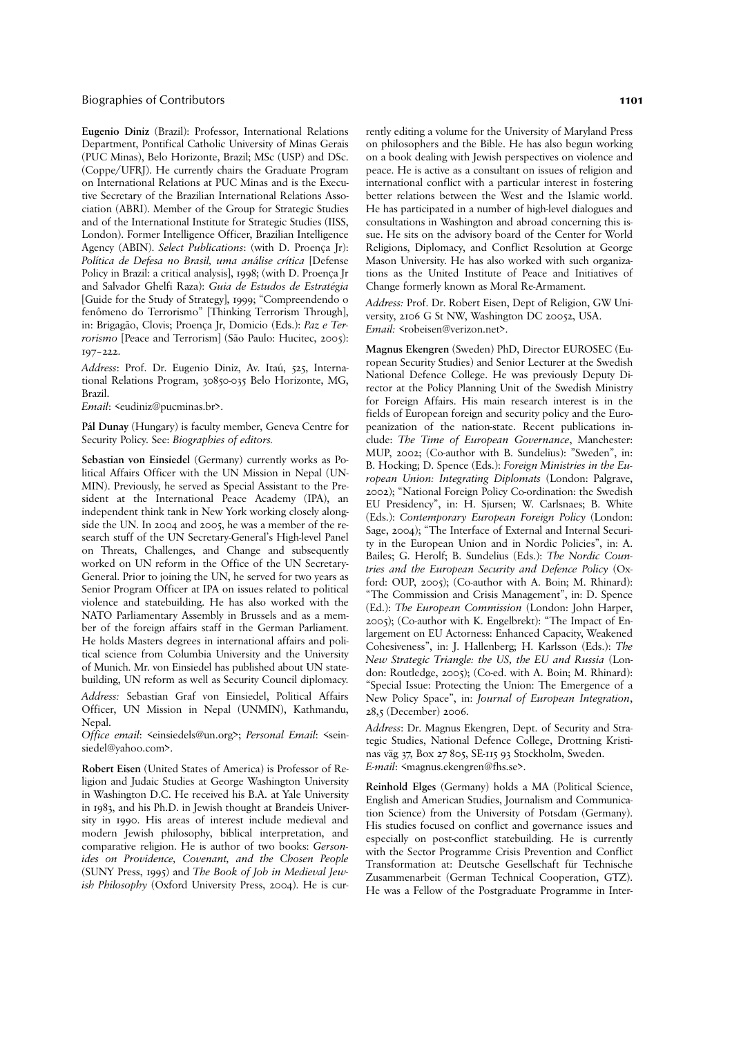**Eugenio Diniz** (Brazil): Professor, International Relations Department, Pontifical Catholic University of Minas Gerais (PUC Minas), Belo Horizonte, Brazil; MSc (USP) and DSc. (Coppe/UFRJ). He currently chairs the Graduate Program on International Relations at PUC Minas and is the Executive Secretary of the Brazilian International Relations Association (ABRI). Member of the Group for Strategic Studies and of the International Institute for Strategic Studies (IISS, London). Former Intelligence Officer, Brazilian Intelligence Agency (ABIN). *Select Publications*: (with D. Proença Jr): *Política de Defesa no Brasil, uma análise crítica* [Defense Policy in Brazil: a critical analysis], 1998; (with D. Proença Jr and Salvador Ghelfi Raza): *Guia de Estudos de Estratégia* [Guide for the Study of Strategy], 1999; "Compreendendo o fenômeno do Terrorismo" [Thinking Terrorism Through], in: Brigagão, Clovis; Proença Jr, Domicio (Eds.): *Paz e Terrorismo* [Peace and Terrorism] (São Paulo: Hucitec, 2005): 197–222.

*Address*: Prof. Dr. Eugenio Diniz, Av. Itaú, 525, International Relations Program, 30850-035 Belo Horizonte, MG, Brazil.
*Email*: <eudiniz@pucminas.br>.

**Pál Dunay** (Hungary) is faculty member, Geneva Centre for Security Policy. See: *Biographies of editors.*

**Sebastian von Einsiedel** (Germany) currently works as Political Affairs Officer with the UN Mission in Nepal (UNMIN). Previously, he served as Special Assistant to the President at the International Peace Academy (IPA), an independent think tank in New York working closely alongside the UN. In 2004 and 2005, he was a member of the research stuff of the UN Secretary-General's High-level Panel on Threats, Challenges, and Change and subsequently worked on UN reform in the Office of the UN Secretary-General. Prior to joining the UN, he served for two years as Senior Program Officer at IPA on issues related to political violence and statebuilding. He has also worked with the NATO Parliamentary Assembly in Brussels and as a member of the foreign affairs staff in the German Parliament. He holds Masters degrees in international affairs and political science from Columbia University and the University of Munich. Mr. von Einsiedel has published about UN statebuilding, UN reform as well as Security Council diplomacy.

*Address:* Sebastian Graf von Einsiedel, Political Affairs Officer, UN Mission in Nepal (UNMIN), Kathmandu, Nepal.
*Office email*: <einsiedels@un.org>; *Personal Email*: <seinsiedel@yahoo.com>.

**Robert Eisen** (United States of America) is Professor of Religion and Judaic Studies at George Washington University in Washington D.C. He received his B.A. at Yale University in 1983, and his Ph.D. in Jewish thought at Brandeis University in 1990. His areas of interest include medieval and modern Jewish philosophy, biblical interpretation, and comparative religion. He is author of two books: *Gersonides on Providence, Covenant, and the Chosen People* (SUNY Press, 1995) and *The Book of Job in Medieval Jewish Philosophy* (Oxford University Press, 2004). He is currently editing a volume for the University of Maryland Press on philosophers and the Bible. He has also begun working on a book dealing with Jewish perspectives on violence and peace. He is active as a consultant on issues of religion and international conflict with a particular interest in fostering better relations between the West and the Islamic world. He has participated in a number of high-level dialogues and consultations in Washington and abroad concerning this issue. He sits on the advisory board of the Center for World Religions, Diplomacy, and Conflict Resolution at George Mason University. He has also worked with such organizations as the United Institute of Peace and Initiatives of Change formerly known as Moral Re-Armament.

*Address:* Prof. Dr. Robert Eisen, Dept of Religion, GW University, 2106 G St NW, Washington DC 20052, USA.
*Email:* <robeisen@verizon.net>.

**Magnus Ekengren** (Sweden) PhD, Director EUROSEC (European Security Studies) and Senior Lecturer at the Swedish National Defence College. He was previously Deputy Director at the Policy Planning Unit of the Swedish Ministry for Foreign Affairs. His main research interest is in the fields of European foreign and security policy and the Europeanization of the nation-state. Recent publications include: *The Time of European Governance*, Manchester: MUP, 2002; (Co-author with B. Sundelius): "Sweden", in: B. Hocking; D. Spence (Eds.): *Foreign Ministries in the European Union: Integrating Diplomats* (London: Palgrave, 2002); "National Foreign Policy Co-ordination: the Swedish EU Presidency", in: H. Sjursen; W. Carlsnaes; B. White (Eds.): *Contemporary European Foreign Policy* (London: Sage, 2004); "The Interface of External and Internal Security in the European Union and in Nordic Policies", in: A. Bailes; G. Herolf; B. Sundelius (Eds.): *The Nordic Countries and the European Security and Defence Policy* (Oxford: OUP, 2005); (Co-author with A. Boin; M. Rhinard): "The Commission and Crisis Management", in: D. Spence (Ed.): *The European Commission* (London: John Harper, 2005); (Co-author with K. Engelbrekt): "The Impact of Enlargement on EU Actorness: Enhanced Capacity, Weakened Cohesiveness", in: J. Hallenberg; H. Karlsson (Eds.): *The New Strategic Triangle: the US, the EU and Russia* (London: Routledge, 2005); (Co-ed. with A. Boin; M. Rhinard): "Special Issue: Protecting the Union: The Emergence of a New Policy Space", in: *Journal of European Integration*, 28,5 (December) 2006.

*Address*: Dr. Magnus Ekengren, Dept. of Security and Strategic Studies, National Defence College, Drottning Kristinas väg 37, Box 27 805, SE-115 93 Stockholm, Sweden.
*E-mail*: <magnus.ekengren@fhs.se>.

**Reinhold Elges** (Germany) holds a MA (Political Science, English and American Studies, Journalism and Communication Science) from the University of Potsdam (Germany). His studies focused on conflict and governance issues and especially on post-conflict statebuilding. He is currently with the Sector Programme Crisis Prevention and Conflict Transformation at: Deutsche Gesellschaft für Technische Zusammenarbeit (German Technical Cooperation, GTZ). He was a Fellow of the Postgraduate Programme in Inter-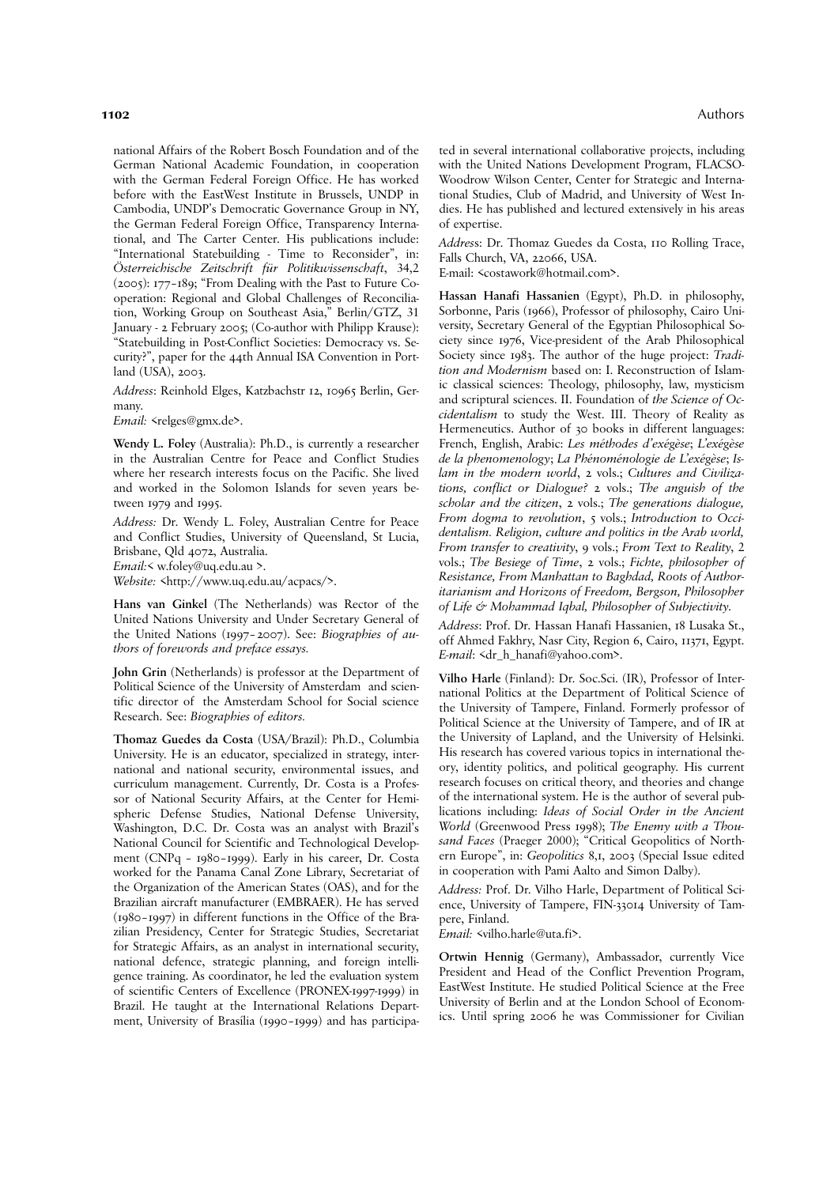national Affairs of the Robert Bosch Foundation and of the German National Academic Foundation, in cooperation with the German Federal Foreign Office. He has worked before with the EastWest Institute in Brussels, UNDP in Cambodia, UNDP's Democratic Governance Group in NY, the German Federal Foreign Office, Transparency International, and The Carter Center. His publications include: "International Statebuilding - Time to Reconsider", in: *Österreichische Zeitschrift für Politikwissenschaft*, 34,2 (2005): 177–189; "From Dealing with the Past to Future Cooperation: Regional and Global Challenges of Reconciliation, Working Group on Southeast Asia," Berlin/GTZ, 31 January - 2 February 2005; (Co-author with Philipp Krause): "Statebuilding in Post-Conflict Societies: Democracy vs. Security?", paper for the 44th Annual ISA Convention in Portland (USA), 2003.

*Address*: Reinhold Elges, Katzbachstr 12, 10965 Berlin, Germany.
*Email:* <relges@gmx.de>.

**Wendy L. Foley** (Australia): Ph.D., is currently a researcher in the Australian Centre for Peace and Conflict Studies where her research interests focus on the Pacific. She lived and worked in the Solomon Islands for seven years between 1979 and 1995.

*Address:* Dr. Wendy L. Foley, Australian Centre for Peace and Conflict Studies, University of Queensland, St Lucia, Brisbane, Qld 4072, Australia.
*Email:*< w.foley@uq.edu.au >.
*Website:* <http://www.uq.edu.au/acpacs/>.

**Hans van Ginkel** (The Netherlands) was Rector of the United Nations University and Under Secretary General of the United Nations (1997–2007). See: *Biographies of authors of forewords and preface essays.*

**John Grin** (Netherlands) is professor at the Department of Political Science of the University of Amsterdam and scientific director of the Amsterdam School for Social science Research. See: *Biographies of editors.*

**Thomaz Guedes da Costa** (USA/Brazil): Ph.D., Columbia University. He is an educator, specialized in strategy, international and national security, environmental issues, and curriculum management. Currently, Dr. Costa is a Professor of National Security Affairs, at the Center for Hemispheric Defense Studies, National Defense University, Washington, D.C. Dr. Costa was an analyst with Brazil's National Council for Scientific and Technological Development (CNPq – 1980–1999). Early in his career, Dr. Costa worked for the Panama Canal Zone Library, Secretariat of the Organization of the American States (OAS), and for the Brazilian aircraft manufacturer (EMBRAER). He has served (1980–1997) in different functions in the Office of the Brazilian Presidency, Center for Strategic Studies, Secretariat for Strategic Affairs, as an analyst in international security, national defence, strategic planning, and foreign intelligence training. As coordinator, he led the evaluation system of scientific Centers of Excellence (PRONEX-1997-1999) in Brazil. He taught at the International Relations Department, University of Brasília (1990–1999) and has participated in several international collaborative projects, including with the United Nations Development Program, FLACSO-Woodrow Wilson Center, Center for Strategic and International Studies, Club of Madrid, and University of West Indies. He has published and lectured extensively in his areas of expertise.

*Address*: Dr. Thomaz Guedes da Costa, 110 Rolling Trace, Falls Church, VA, 22066, USA.
E-mail: <costawork@hotmail.com>.

**Hassan Hanafi Hassanien** (Egypt), Ph.D. in philosophy, Sorbonne, Paris (1966), Professor of philosophy, Cairo University, Secretary General of the Egyptian Philosophical Society since 1976, Vice-president of the Arab Philosophical Society since 1983. The author of the huge project: *Tradition and Modernism* based on: I. Reconstruction of Islamic classical sciences: Theology, philosophy, law, mysticism and scriptural sciences. II. Foundation of *the Science of Occidentalism* to study the West. III. Theory of Reality as Hermeneutics. Author of 30 books in different languages: French, English, Arabic: *Les méthodes d'exégèse*; *L'exégèse de la phenomenology*; *La Phénoménologie de L'exégèse*; *Islam in the modern world*, 2 vols.; *Cultures and Civilizations, conflict or Dialogue?* 2 vols.; *The anguish of the scholar and the citizen*, 2 vols.; *The generations dialogue, From dogma to revolution*, 5 vols.; *Introduction to Occidentalism. Religion, culture and politics in the Arab world, From transfer to creativity*, 9 vols.; *From Text to Reality*, 2 vols.; *The Besiege of Time*, 2 vols.; *Fichte, philosopher of Resistance, From Manhattan to Baghdad, Roots of Authoritarianism and Horizons of Freedom, Bergson, Philosopher of Life & Mohammad Iqbal, Philosopher of Subjectivity.*

*Address*: Prof. Dr. Hassan Hanafi Hassanien, 18 Lusaka St., off Ahmed Fakhry, Nasr City, Region 6, Cairo, 11371, Egypt.
*E-mail*: <dr_h_hanafi@yahoo.com>.

**Vilho Harle** (Finland): Dr. Soc.Sci. (IR), Professor of International Politics at the Department of Political Science of the University of Tampere, Finland. Formerly professor of Political Science at the University of Tampere, and of IR at the University of Lapland, and the University of Helsinki. His research has covered various topics in international theory, identity politics, and political geography. His current research focuses on critical theory, and theories and change of the international system. He is the author of several publications including: *Ideas of Social Order in the Ancient World* (Greenwood Press 1998); *The Enemy with a Thousand Faces* (Praeger 2000); "Critical Geopolitics of Northern Europe", in: *Geopolitics* 8,1, 2003 (Special Issue edited in cooperation with Pami Aalto and Simon Dalby).

*Address:* Prof. Dr. Vilho Harle, Department of Political Science, University of Tampere, FIN-33014 University of Tampere, Finland.
*Email:* <vilho.harle@uta.fi>.

**Ortwin Hennig** (Germany), Ambassador, currently Vice President and Head of the Conflict Prevention Program, EastWest Institute. He studied Political Science at the Free University of Berlin and at the London School of Economics. Until spring 2006 he was Commissioner for Civilian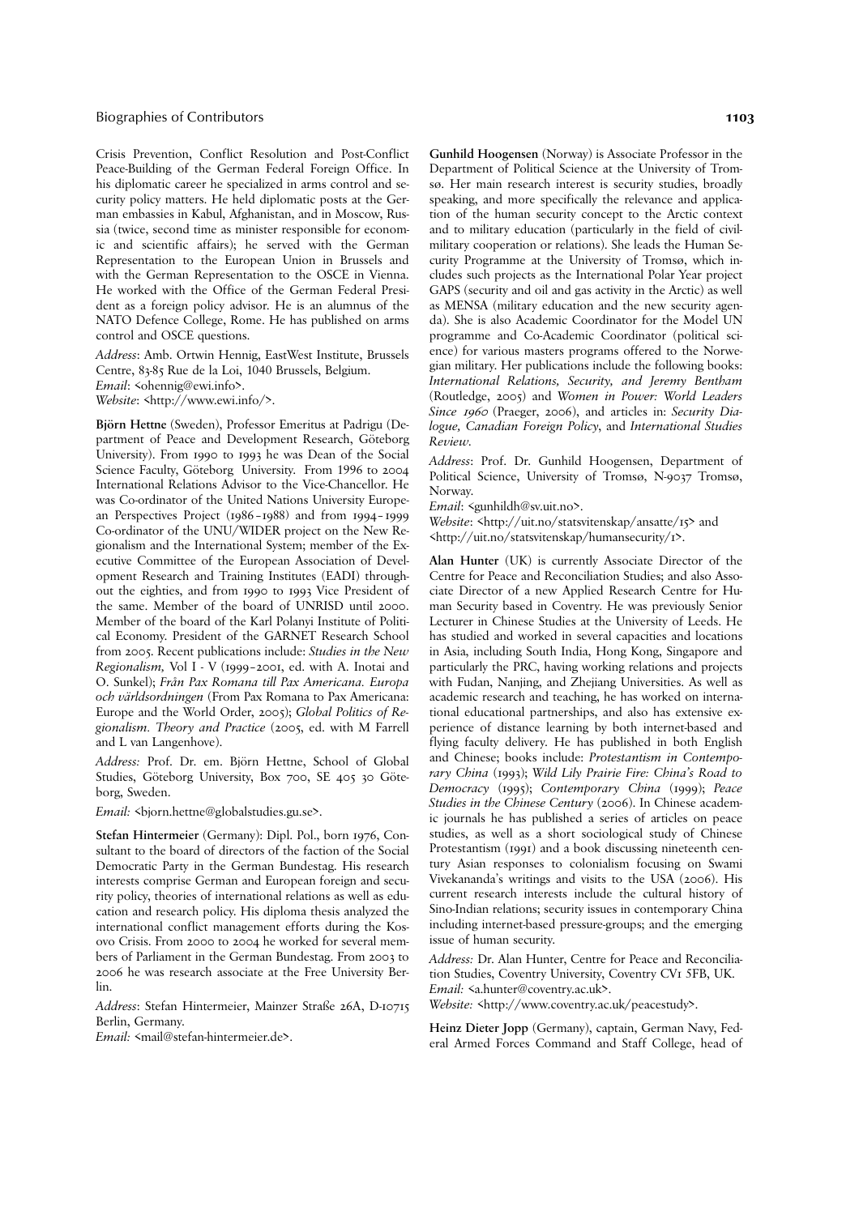Crisis Prevention, Conflict Resolution and Post-Conflict Peace-Building of the German Federal Foreign Office. In his diplomatic career he specialized in arms control and security policy matters. He held diplomatic posts at the German embassies in Kabul, Afghanistan, and in Moscow, Russia (twice, second time as minister responsible for economic and scientific affairs); he served with the German Representation to the European Union in Brussels and with the German Representation to the OSCE in Vienna. He worked with the Office of the German Federal President as a foreign policy advisor. He is an alumnus of the NATO Defence College, Rome. He has published on arms control and OSCE questions.

*Address*: Amb. Ortwin Hennig, EastWest Institute, Brussels Centre, 83-85 Rue de la Loi, 1040 Brussels, Belgium.
*Email*: <ohennig@ewi.info>.
*Website*: <http://www.ewi.info/>.

**Björn Hettne** (Sweden), Professor Emeritus at Padrigu (Department of Peace and Development Research, Göteborg University). From 1990 to 1993 he was Dean of the Social Science Faculty, Göteborg University. From 1996 to 2004 International Relations Advisor to the Vice-Chancellor. He was Co-ordinator of the United Nations University European Perspectives Project (1986–1988) and from 1994–1999 Co-ordinator of the UNU/WIDER project on the New Regionalism and the International System; member of the Executive Committee of the European Association of Development Research and Training Institutes (EADI) throughout the eighties, and from 1990 to 1993 Vice President of the same. Member of the board of UNRISD until 2000. Member of the board of the Karl Polanyi Institute of Political Economy. President of the GARNET Research School from 2005. Recent publications include: *Studies in the New Regionalism,* Vol I - V (1999–2001, ed. with A. Inotai and O. Sunkel); *Från Pax Romana till Pax Americana. Europa och världsordningen* (From Pax Romana to Pax Americana: Europe and the World Order, 2005); *Global Politics of Regionalism. Theory and Practice* (2005, ed. with M Farrell and L van Langenhove).

*Address:* Prof. Dr. em. Björn Hettne, School of Global Studies, Göteborg University, Box 700, SE 405 30 Göteborg, Sweden.

*Email:* <bjorn.hettne@globalstudies.gu.se>.

**Stefan Hintermeier** (Germany): Dipl. Pol., born 1976, Consultant to the board of directors of the faction of the Social Democratic Party in the German Bundestag. His research interests comprise German and European foreign and security policy, theories of international relations as well as education and research policy. His diploma thesis analyzed the international conflict management efforts during the Kosovo Crisis. From 2000 to 2004 he worked for several members of Parliament in the German Bundestag. From 2003 to 2006 he was research associate at the Free University Berlin.

*Address*: Stefan Hintermeier, Mainzer Straße 26A, D-10715 Berlin, Germany.
*Email:* <mail@stefan-hintermeier.de>.

**Gunhild Hoogensen** (Norway) is Associate Professor in the Department of Political Science at the University of Tromsø. Her main research interest is security studies, broadly speaking, and more specifically the relevance and application of the human security concept to the Arctic context and to military education (particularly in the field of civil-military cooperation or relations). She leads the Human Security Programme at the University of Tromsø, which includes such projects as the International Polar Year project GAPS (security and oil and gas activity in the Arctic) as well as MENSA (military education and the new security agenda). She is also Academic Coordinator for the Model UN programme and Co-Academic Coordinator (political science) for various masters programs offered to the Norwegian military. Her publications include the following books: *International Relations, Security, and Jeremy Bentham* (Routledge, 2005) and *Women in Power: World Leaders Since 1960* (Praeger, 2006), and articles in: *Security Dialogue, Canadian Foreign Policy*, and *International Studies Review.*

*Address*: Prof. Dr. Gunhild Hoogensen, Department of Political Science, University of Tromsø, N-9037 Tromsø, Norway.
*Email*: <gunhildh@sv.uit.no>.
*Website*: <http://uit.no/statsvitenskap/ansatte/15> and <http://uit.no/statsvitenskap/humansecurity/1>.

**Alan Hunter** (UK) is currently Associate Director of the Centre for Peace and Reconciliation Studies; and also Associate Director of a new Applied Research Centre for Human Security based in Coventry. He was previously Senior Lecturer in Chinese Studies at the University of Leeds. He has studied and worked in several capacities and locations in Asia, including South India, Hong Kong, Singapore and particularly the PRC, having working relations and projects with Fudan, Nanjing, and Zhejiang Universities. As well as academic research and teaching, he has worked on international educational partnerships, and also has extensive experience of distance learning by both internet-based and flying faculty delivery. He has published in both English and Chinese; books include: *Protestantism in Contemporary China* (1993); *Wild Lily Prairie Fire: China's Road to Democracy* (1995); *Contemporary China* (1999); *Peace Studies in the Chinese Century* (2006). In Chinese academic journals he has published a series of articles on peace studies, as well as a short sociological study of Chinese Protestantism (1991) and a book discussing nineteenth century Asian responses to colonialism focusing on Swami Vivekananda's writings and visits to the USA (2006). His current research interests include the cultural history of Sino-Indian relations; security issues in contemporary China including internet-based pressure-groups; and the emerging issue of human security.

*Address:* Dr. Alan Hunter, Centre for Peace and Reconciliation Studies, Coventry University, Coventry CV1 5FB, UK.
*Email:* <a.hunter@coventry.ac.uk>.
*Website:* <http://www.coventry.ac.uk/peacestudy>.

**Heinz Dieter Jopp** (Germany), captain, German Navy, Federal Armed Forces Command and Staff College, head of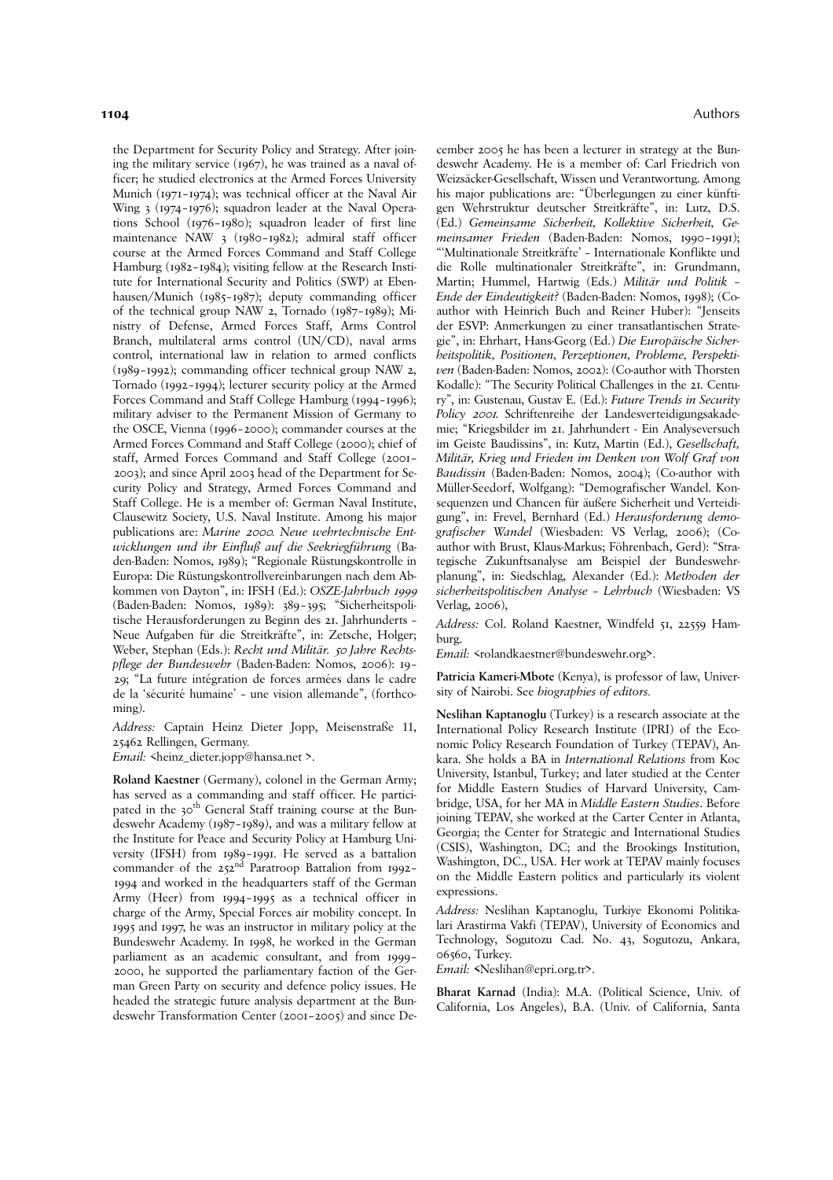the Department for Security Policy and Strategy. After joining the military service (1967), he was trained as a naval officer; he studied electronics at the Armed Forces University Munich (1971–1974); was technical officer at the Naval Air Wing 3 (1974–1976); squadron leader at the Naval Operations School (1976–1980); squadron leader of first line maintenance NAW 3 (1980–1982); admiral staff officer course at the Armed Forces Command and Staff College Hamburg (1982–1984); visiting fellow at the Research Institute for International Security and Politics (SWP) at Ebenhausen/Munich (1985–1987); deputy commanding officer of the technical group NAW 2, Tornado (1987–1989); Ministry of Defense, Armed Forces Staff, Arms Control Branch, multilateral arms control (UN/CD), naval arms control, international law in relation to armed conflicts (1989–1992); commanding officer technical group NAW 2, Tornado (1992–1994); lecturer security policy at the Armed Forces Command and Staff College Hamburg (1994–1996); military adviser to the Permanent Mission of Germany to the OSCE, Vienna (1996–2000); commander courses at the Armed Forces Command and Staff College (2000); chief of staff, Armed Forces Command and Staff College (2001–2003); and since April 2003 head of the Department for Security Policy and Strategy, Armed Forces Command and Staff College. He is a member of: German Naval Institute, Clausewitz Society, U.S. Naval Institute. Among his major publications are: *Marine 2000. Neue wehrtechnische Entwicklungen und ihr Einfluß auf die Seekriegführung* (Baden-Baden: Nomos, 1989); "Regionale Rüstungskontrolle in Europa: Die Rüstungskontrollvereinbarungen nach dem Abkommen von Dayton", in: IFSH (Ed.): *OSZE-Jahrbuch 1999* (Baden-Baden: Nomos, 1989): 389–395; "Sicherheitspolitische Herausforderungen zu Beginn des 21. Jahrhunderts – Neue Aufgaben für die Streitkräfte", in: Zetsche, Holger; Weber, Stephan (Eds.): *Recht und Militär. 50 Jahre Rechtspflege der Bundeswehr* (Baden-Baden: Nomos, 2006): 19–29; "La future intégration de forces armées dans le cadre de la 'sécurité humaine' – une vision allemande", (forthcoming).

*Address:* Captain Heinz Dieter Jopp, Meisenstraße 11, 25462 Rellingen, Germany.
*Email:* <heinz_dieter.jopp@hansa.net >.

**Roland Kaestner** (Germany), colonel in the German Army; has served as a commanding and staff officer. He participated in the 30th General Staff training course at the Bundeswehr Academy (1987–1989), and was a military fellow at the Institute for Peace and Security Policy at Hamburg University (IFSH) from 1989–1991. He served as a battalion commander of the 252nd Paratroop Battalion from 1992–1994 and worked in the headquarters staff of the German Army (Heer) from 1994–1995 as a technical officer in charge of the Army, Special Forces air mobility concept. In 1995 and 1997, he was an instructor in military policy at the Bundeswehr Academy. In 1998, he worked in the German parliament as an academic consultant, and from 1999–2000, he supported the parliamentary faction of the German Green Party on security and defence policy issues. He headed the strategic future analysis department at the Bundeswehr Transformation Center (2001–2005) and since December 2005 he has been a lecturer in strategy at the Bundeswehr Academy. He is a member of: Carl Friedrich von Weizsäcker-Gesellschaft, Wissen und Verantwortung. Among his major publications are: "Überlegungen zu einer künftigen Wehrstruktur deutscher Streitkräfte", in: Lutz, D.S. (Ed.) *Gemeinsame Sicherheit, Kollektive Sicherheit, Gemeinsamer Frieden* (Baden-Baden: Nomos, 1990–1991); "'Multinationale Streitkräfte' – Internationale Konflikte und die Rolle multinationaler Streitkräfte", in: Grundmann, Martin; Hummel, Hartwig (Eds.) *Militär und Politik – Ende der Eindeutigkeit?* (Baden-Baden: Nomos, 1998); (Co-author with Heinrich Buch and Reiner Huber): "Jenseits der ESVP: Anmerkungen zu einer transatlantischen Strategie", in: Ehrhart, Hans-Georg (Ed.) *Die Europäische Sicherheitspolitik, Positionen, Perzeptionen, Probleme, Perspektiven* (Baden-Baden: Nomos, 2002): (Co-author with Thorsten Kodalle): "The Security Political Challenges in the 21. Century", in: Gustenau, Gustav E. (Ed.): *Future Trends in Security Policy 2001.* Schriftenreihe der Landesverteidigungsakademie; "Kriegsbilder im 21. Jahrhundert - Ein Analyseversuch im Geiste Baudissins", in: Kutz, Martin (Ed.), *Gesellschaft, Militär, Krieg und Frieden im Denken von Wolf Graf von Baudissin* (Baden-Baden: Nomos, 2004); (Co-author with Müller-Seedorf, Wolfgang): "Demografischer Wandel. Konsequenzen und Chancen für äußere Sicherheit und Verteidigung", in: Frevel, Bernhard (Ed.) *Herausforderung demografischer Wandel* (Wiesbaden: VS Verlag, 2006); (Co-author with Brust, Klaus-Markus; Föhrenbach, Gerd): "Strategische Zukunftsanalyse am Beispiel der Bundeswehrplanung", in: Siedschlag, Alexander (Ed.): *Methoden der sicherheitspolitischen Analyse – Lehrbuch* (Wiesbaden: VS Verlag, 2006),

*Address:* Col. Roland Kaestner, Windfeld 51, 22559 Hamburg.
*Email:* <rolandkaestner@bundeswehr.org>.

**Patricia Kameri-Mbote** (Kenya), is professor of law, University of Nairobi. See *biographies of editors.*

**Neslihan Kaptanoglu** (Turkey) is a research associate at the International Policy Research Institute (IPRI) of the Economic Policy Research Foundation of Turkey (TEPAV), Ankara. She holds a BA in *International Relations* from Koc University, Istanbul, Turkey; and later studied at the Center for Middle Eastern Studies of Harvard University, Cambridge, USA, for her MA in *Middle Eastern Studies*. Before joining TEPAV, she worked at the Carter Center in Atlanta, Georgia; the Center for Strategic and International Studies (CSIS), Washington, DC; and the Brookings Institution, Washington, DC., USA. Her work at TEPAV mainly focuses on the Middle Eastern politics and particularly its violent expressions.

*Address:* Neslihan Kaptanoglu, Turkiye Ekonomi Politikalari Arastirma Vakfi (TEPAV), University of Economics and Technology, Sogutozu Cad. No. 43, Sogutozu, Ankara, 06560, Turkey.
*Email:* <Neslihan@epri.org.tr>.

**Bharat Karnad** (India): M.A. (Political Science, Univ. of California, Los Angeles), B.A. (Univ. of California, Santa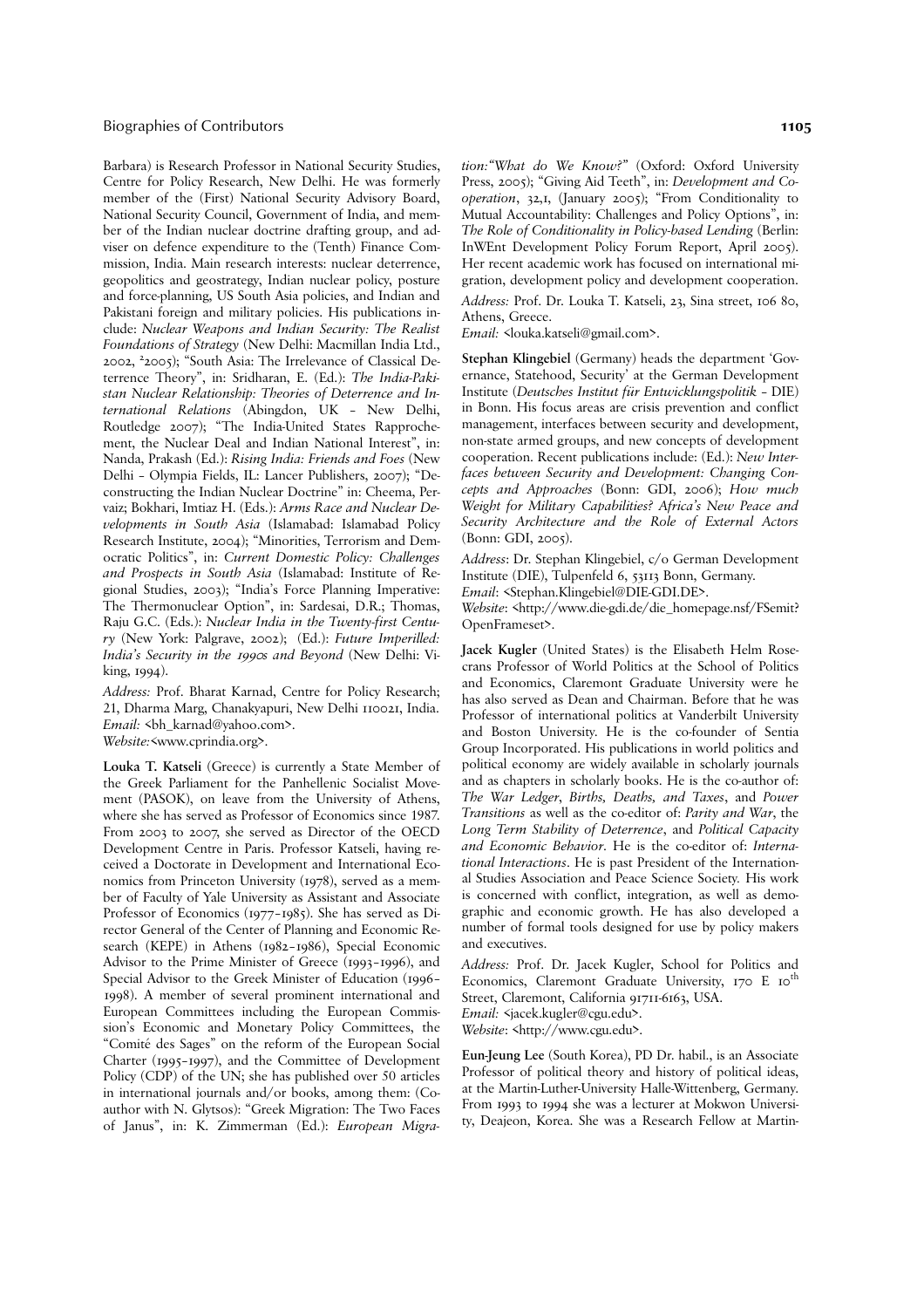Barbara) is Research Professor in National Security Studies, Centre for Policy Research, New Delhi. He was formerly member of the (First) National Security Advisory Board, National Security Council, Government of India, and member of the Indian nuclear doctrine drafting group, and adviser on defence expenditure to the (Tenth) Finance Commission, India. Main research interests: nuclear deterrence, geopolitics and geostrategy, Indian nuclear policy, posture and force-planning, US South Asia policies, and Indian and Pakistani foreign and military policies. His publications include: *Nuclear Weapons and Indian Security: The Realist Foundations of Strategy* (New Delhi: Macmillan India Ltd., 2002, [2]2005); "South Asia: The Irrelevance of Classical Deterrence Theory", in: Sridharan, E. (Ed.): *The India-Pakistan Nuclear Relationship: Theories of Deterrence and International Relations* (Abingdon, UK – New Delhi, Routledge 2007); "The India-United States Rapprochement, the Nuclear Deal and Indian National Interest", in: Nanda, Prakash (Ed.): *Rising India: Friends and Foes* (New Delhi – Olympia Fields, IL: Lancer Publishers, 2007); "Deconstructing the Indian Nuclear Doctrine" in: Cheema, Pervaiz; Bokhari, Imtiaz H. (Eds.): *Arms Race and Nuclear Developments in South Asia* (Islamabad: Islamabad Policy Research Institute, 2004); "Minorities, Terrorism and Democratic Politics", in: *Current Domestic Policy: Challenges and Prospects in South Asia* (Islamabad: Institute of Regional Studies, 2003); "India's Force Planning Imperative: The Thermonuclear Option", in: Sardesai, D.R.; Thomas, Raju G.C. (Eds.): *Nuclear India in the Twenty-first Century* (New York: Palgrave, 2002); (Ed.): *Future Imperilled: India's Security in the 1990s and Beyond* (New Delhi: Viking, 1994).

*Address:* Prof. Bharat Karnad, Centre for Policy Research; 21, Dharma Marg, Chanakyapuri, New Delhi 110021, India.
*Email:* <bh_karnad@yahoo.com>.
*Website:*<www.cprindia.org>.

**Louka T. Katseli** (Greece) is currently a State Member of the Greek Parliament for the Panhellenic Socialist Movement (PASOK), on leave from the University of Athens, where she has served as Professor of Economics since 1987. From 2003 to 2007, she served as Director of the OECD Development Centre in Paris. Professor Katseli, having received a Doctorate in Development and International Economics from Princeton University (1978), served as a member of Faculty of Yale University as Assistant and Associate Professor of Economics (1977–1985). She has served as Director General of the Center of Planning and Economic Research (KEPE) in Athens (1982–1986), Special Economic Advisor to the Prime Minister of Greece (1993–1996), and Special Advisor to the Greek Minister of Education (1996–1998). A member of several prominent international and European Committees including the European Commission's Economic and Monetary Policy Committees, the "Comité des Sages" on the reform of the European Social Charter (1995–1997), and the Committee of Development Policy (CDP) of the UN; she has published over 50 articles in international journals and/or books, among them: (Co-author with N. Glytsos): "Greek Migration: The Two Faces of Janus", in: K. Zimmerman (Ed.): *European Migration:"What do We Know?"* (Oxford: Oxford University Press, 2005); "Giving Aid Teeth", in: *Development and Co-operation*, 32,1, (January 2005); "From Conditionality to Mutual Accountability: Challenges and Policy Options", in: *The Role of Conditionality in Policy-based Lending* (Berlin: InWEnt Development Policy Forum Report, April 2005). Her recent academic work has focused on international migration, development policy and development cooperation.

*Address:* Prof. Dr. Louka T. Katseli, 23, Sina street, 106 80, Athens, Greece.
*Email:* <louka.katseli@gmail.com>.

**Stephan Klingebiel** (Germany) heads the department 'Governance, Statehood, Security' at the German Development Institute (*Deutsches Institut für Entwicklungspolitik* – DIE) in Bonn. His focus areas are crisis prevention and conflict management, interfaces between security and development, non-state armed groups, and new concepts of development cooperation. Recent publications include: (Ed.): *New Interfaces between Security and Development: Changing Concepts and Approaches* (Bonn: GDI, 2006); *How much Weight for Military Capabilities? Africa's New Peace and Security Architecture and the Role of External Actors* (Bonn: GDI, 2005).

*Address*: Dr. Stephan Klingebiel, c/o German Development Institute (DIE), Tulpenfeld 6, 53113 Bonn, Germany.
*Email*: <Stephan.Klingebiel@DIE-GDI.DE>.
*Website*: <http://www.die-gdi.de/die_homepage.nsf/FSemit?OpenFrameset>.

**Jacek Kugler** (United States) is the Elisabeth Helm Rosecrans Professor of World Politics at the School of Politics and Economics, Claremont Graduate University were he has also served as Dean and Chairman. Before that he was Professor of international politics at Vanderbilt University and Boston University. He is the co-founder of Sentia Group Incorporated. His publications in world politics and political economy are widely available in scholarly journals and as chapters in scholarly books. He is the co-author of: *The War Ledger*, *Births, Deaths, and Taxes*, and *Power Transitions* as well as the co-editor of: *Parity and War*, the *Long Term Stability of Deterrence*, and *Political Capacity and Economic Behavior*. He is the co-editor of: *International Interactions*. He is past President of the International Studies Association and Peace Science Society. His work is concerned with conflict, integration, as well as demographic and economic growth. He has also developed a number of formal tools designed for use by policy makers and executives.

*Address:* Prof. Dr. Jacek Kugler, School for Politics and Economics, Claremont Graduate University, 170 E 10th Street, Claremont, California 91711-6163, USA.
*Email:* <jacek.kugler@cgu.edu>.
*Website*: <http://www.cgu.edu>.

**Eun-Jeung Lee** (South Korea), PD Dr. habil., is an Associate Professor of political theory and history of political ideas, at the Martin-Luther-University Halle-Wittenberg, Germany. From 1993 to 1994 she was a lecturer at Mokwon University, Deajeon, Korea. She was a Research Fellow at Martin-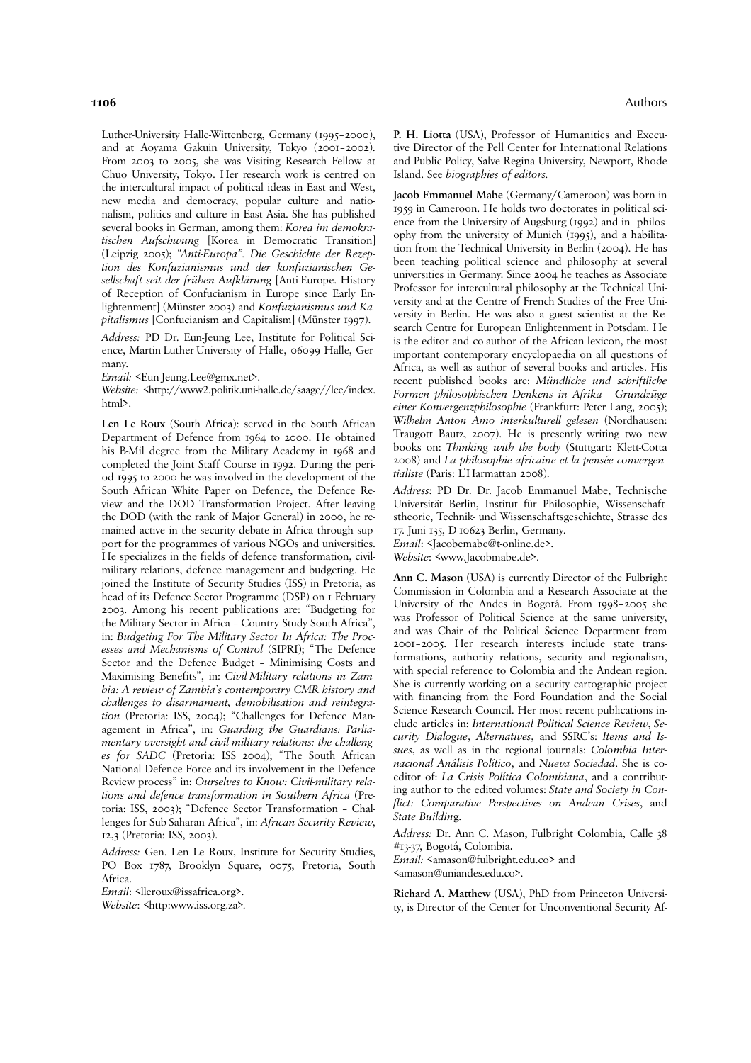Luther-University Halle-Wittenberg, Germany (1995–2000), and at Aoyama Gakuin University, Tokyo (2001–2002). From 2003 to 2005, she was Visiting Research Fellow at Chuo University, Tokyo. Her research work is centred on the intercultural impact of political ideas in East and West, new media and democracy, popular culture and nationalism, politics and culture in East Asia. She has published several books in German, among them: *Korea im demokratischen Aufschwung* [Korea in Democratic Transition] (Leipzig 2005); *"Anti-Europa". Die Geschichte der Rezeption des Konfuzianismus und der konfuzianischen Gesellschaft seit der frühen Aufklärung* [Anti-Europe. History of Reception of Confucianism in Europe since Early Enlightenment] (Münster 2003) and *Konfuzianismus und Kapitalismus* [Confucianism and Capitalism] (Münster 1997).

*Address:* PD Dr. Eun-Jeung Lee, Institute for Political Science, Martin-Luther-University of Halle, 06099 Halle, Germany.
*Email:* <Eun-Jeung.Lee@gmx.net>.
*Website:* <http://www2.politik.uni-halle.de/saage//lee/index.html>.

**Len Le Roux** (South Africa): served in the South African Department of Defence from 1964 to 2000. He obtained his B-Mil degree from the Military Academy in 1968 and completed the Joint Staff Course in 1992. During the period 1995 to 2000 he was involved in the development of the South African White Paper on Defence, the Defence Review and the DOD Transformation Project. After leaving the DOD (with the rank of Major General) in 2000, he remained active in the security debate in Africa through support for the programmes of various NGOs and universities. He specializes in the fields of defence transformation, civil-military relations, defence management and budgeting. He joined the Institute of Security Studies (ISS) in Pretoria, as head of its Defence Sector Programme (DSP) on 1 February 2003. Among his recent publications are: "Budgeting for the Military Sector in Africa – Country Study South Africa", in: *Budgeting For The Military Sector In Africa: The Processes and Mechanisms of Control* (SIPRI); "The Defence Sector and the Defence Budget – Minimising Costs and Maximising Benefits", in: *Civil-Military relations in Zambia: A review of Zambia's contemporary CMR history and challenges to disarmament, demobilisation and reintegration* (Pretoria: ISS, 2004); "Challenges for Defence Management in Africa", in: *Guarding the Guardians: Parliamentary oversight and civil-military relations: the challenges for SADC* (Pretoria: ISS 2004); "The South African National Defence Force and its involvement in the Defence Review process" in: *Ourselves to Know: Civil-military relations and defence transformation in Southern Africa* (Pretoria: ISS, 2003); "Defence Sector Transformation – Challenges for Sub-Saharan Africa", in: *African Security Review*, 12,3 (Pretoria: ISS, 2003).

*Address:* Gen. Len Le Roux, Institute for Security Studies, PO Box 1787, Brooklyn Square, 0075, Pretoria, South Africa.
*Email*: <lleroux@issafrica.org>.
*Website*: <http:www.iss.org.za>.

**P. H. Liotta** (USA), Professor of Humanities and Executive Director of the Pell Center for International Relations and Public Policy, Salve Regina University, Newport, Rhode Island. See *biographies of editors.*

**Jacob Emmanuel Mabe** (Germany/Cameroon) was born in 1959 in Cameroon. He holds two doctorates in political science from the University of Augsburg (1992) and in philosophy from the university of Munich (1995), and a habilitation from the Technical University in Berlin (2004). He has been teaching political science and philosophy at several universities in Germany. Since 2004 he teaches as Associate Professor for intercultural philosophy at the Technical University and at the Centre of French Studies of the Free University in Berlin. He was also a guest scientist at the Research Centre for European Enlightenment in Potsdam. He is the editor and co-author of the African lexicon, the most important contemporary encyclopaedia on all questions of Africa, as well as author of several books and articles. His recent published books are: *Mündliche und schriftliche Formen philosophischen Denkens in Afrika - Grundzüge einer Konvergenzphilosophie* (Frankfurt: Peter Lang, 2005); *Wilhelm Anton Amo interkulturell gelesen* (Nordhausen: Traugott Bautz, 2007). He is presently writing two new books on: *Thinking with the body* (Stuttgart: Klett-Cotta 2008) and *La philosophie africaine et la pensée convergentialiste* (Paris: L'Harmattan 2008).

*Address*: PD Dr. Dr. Jacob Emmanuel Mabe, Technische Universität Berlin, Institut für Philosophie, Wissenschaftstheorie, Technik- und Wissenschaftsgeschichte, Strasse des 17. Juni 135, D-10623 Berlin, Germany.
*Email*: <Jacobemabe@t-online.de>.
*Website*: <www.Jacobmabe.de>.

**Ann C. Mason** (USA) is currently Director of the Fulbright Commission in Colombia and a Research Associate at the University of the Andes in Bogotá. From 1998–2005 she was Professor of Political Science at the same university, and was Chair of the Political Science Department from 2001–2005. Her research interests include state transformations, authority relations, security and regionalism, with special reference to Colombia and the Andean region. She is currently working on a security cartographic project with financing from the Ford Foundation and the Social Science Research Council. Her most recent publications include articles in: *International Political Science Review*, *Security Dialogue*, *Alternatives*, and SSRC's: *Items and Issues*, as well as in the regional journals: *Colombia Internacional Análisis Político*, and *Nueva Sociedad*. She is co-editor of: *La Crisis Política Colombiana*, and a contributing author to the edited volumes: *State and Society in Conflict: Comparative Perspectives on Andean Crises*, and *State Building*.

*Address:* Dr. Ann C. Mason, Fulbright Colombia, Calle 38 #13-37, Bogotá, Colombia.
*Email:* <amason@fulbright.edu.co> and <amason@uniandes.edu.co>.

**Richard A. Matthew** (USA), PhD from Princeton University, is Director of the Center for Unconventional Security Af-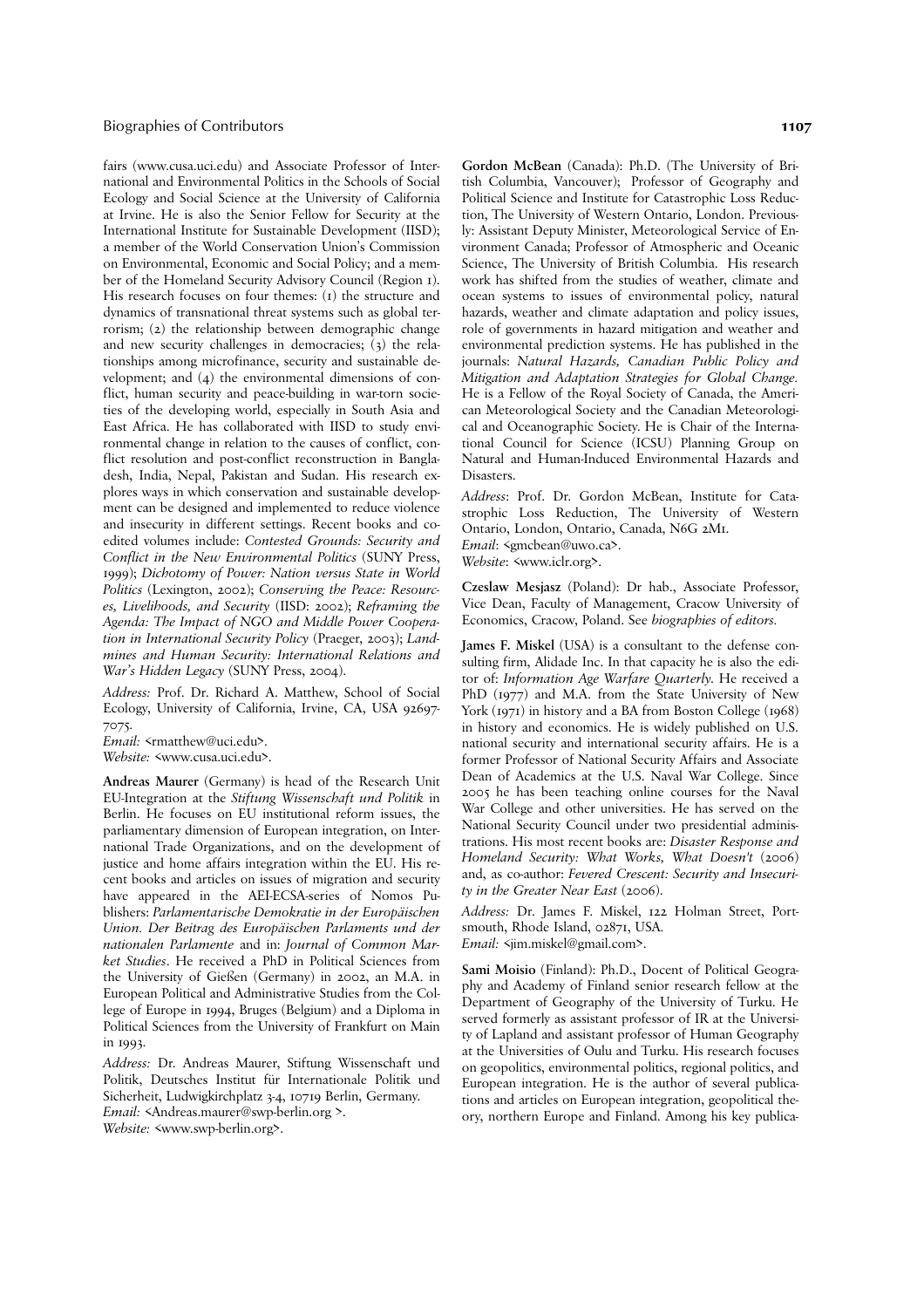fairs (www.cusa.uci.edu) and Associate Professor of International and Environmental Politics in the Schools of Social Ecology and Social Science at the University of California at Irvine. He is also the Senior Fellow for Security at the International Institute for Sustainable Development (IISD); a member of the World Conservation Union's Commission on Environmental, Economic and Social Policy; and a member of the Homeland Security Advisory Council (Region 1). His research focuses on four themes: (1) the structure and dynamics of transnational threat systems such as global terrorism; (2) the relationship between demographic change and new security challenges in democracies; (3) the relationships among microfinance, security and sustainable development; and (4) the environmental dimensions of conflict, human security and peace-building in war-torn societies of the developing world, especially in South Asia and East Africa. He has collaborated with IISD to study environmental change in relation to the causes of conflict, conflict resolution and post-conflict reconstruction in Bangladesh, India, Nepal, Pakistan and Sudan. His research explores ways in which conservation and sustainable development can be designed and implemented to reduce violence and insecurity in different settings. Recent books and co-edited volumes include: *Contested Grounds: Security and Conflict in the New Environmental Politics* (SUNY Press, 1999); *Dichotomy of Power: Nation versus State in World Politics* (Lexington, 2002); *Conserving the Peace: Resources, Livelihoods, and Security* (IISD: 2002); *Reframing the Agenda: The Impact of NGO and Middle Power Cooperation in International Security Policy* (Praeger, 2003); *Landmines and Human Security: International Relations and War's Hidden Legacy* (SUNY Press, 2004).

*Address:* Prof. Dr. Richard A. Matthew, School of Social Ecology, University of California, Irvine, CA, USA 92697-7075.
*Email:* <rmatthew@uci.edu>.
*Website:* <www.cusa.uci.edu>.

**Andreas Maurer** (Germany) is head of the Research Unit EU-Integration at the *Stiftung Wissenschaft und Politik* in Berlin. He focuses on EU institutional reform issues, the parliamentary dimension of European integration, on International Trade Organizations, and on the development of justice and home affairs integration within the EU. His recent books and articles on issues of migration and security have appeared in the AEI-ECSA-series of Nomos Publishers: *Parlamentarische Demokratie in der Europäischen Union. Der Beitrag des Europäischen Parlaments und der nationalen Parlamente* and in: *Journal of Common Market Studies*. He received a PhD in Political Sciences from the University of Gießen (Germany) in 2002, an M.A. in European Political and Administrative Studies from the College of Europe in 1994, Bruges (Belgium) and a Diploma in Political Sciences from the University of Frankfurt on Main in 1993.

*Address:* Dr. Andreas Maurer, Stiftung Wissenschaft und Politik, Deutsches Institut für Internationale Politik und Sicherheit, Ludwigkirchplatz 3-4, 10719 Berlin, Germany.
*Email:* <Andreas.maurer@swp-berlin.org >.
*Website:* <www.swp-berlin.org>.

**Gordon McBean** (Canada): Ph.D. (The University of British Columbia, Vancouver); Professor of Geography and Political Science and Institute for Catastrophic Loss Reduction, The University of Western Ontario, London. Previously: Assistant Deputy Minister, Meteorological Service of Environment Canada; Professor of Atmospheric and Oceanic Science, The University of British Columbia. His research work has shifted from the studies of weather, climate and ocean systems to issues of environmental policy, natural hazards, weather and climate adaptation and policy issues, role of governments in hazard mitigation and weather and environmental prediction systems. He has published in the journals: *Natural Hazards, Canadian Public Policy and Mitigation and Adaptation Strategies for Global Change.* He is a Fellow of the Royal Society of Canada, the American Meteorological Society and the Canadian Meteorological and Oceanographic Society. He is Chair of the International Council for Science (ICSU) Planning Group on Natural and Human-Induced Environmental Hazards and Disasters.

*Address*: Prof. Dr. Gordon McBean, Institute for Catastrophic Loss Reduction, The University of Western Ontario, London, Ontario, Canada, N6G 2M1.
*Email*: <gmcbean@uwo.ca>.
*Website*: <www.iclr.org>.

**Czeslaw Mesjasz** (Poland): Dr hab., Associate Professor, Vice Dean, Faculty of Management, Cracow University of Economics, Cracow, Poland. See *biographies of editors.*

**James F. Miskel** (USA) is a consultant to the defense consulting firm, Alidade Inc. In that capacity he is also the editor of: *Information Age Warfare Quarterly*. He received a PhD (1977) and M.A. from the State University of New York (1971) in history and a BA from Boston College (1968) in history and economics. He is widely published on U.S. national security and international security affairs. He is a former Professor of National Security Affairs and Associate Dean of Academics at the U.S. Naval War College. Since 2005 he has been teaching online courses for the Naval War College and other universities. He has served on the National Security Council under two presidential administrations. His most recent books are: *Disaster Response and Homeland Security: What Works, What Doesn't* (2006) and, as co-author: *Fevered Crescent: Security and Insecurity in the Greater Near East* (2006).

*Address:* Dr. James F. Miskel, 122 Holman Street, Portsmouth, Rhode Island, 02871, USA.
*Email:* <jim.miskel@gmail.com>.

**Sami Moisio** (Finland): Ph.D., Docent of Political Geography and Academy of Finland senior research fellow at the Department of Geography of the University of Turku. He served formerly as assistant professor of IR at the University of Lapland and assistant professor of Human Geography at the Universities of Oulu and Turku. His research focuses on geopolitics, environmental politics, regional politics, and European integration. He is the author of several publications and articles on European integration, geopolitical theory, northern Europe and Finland. Among his key publica-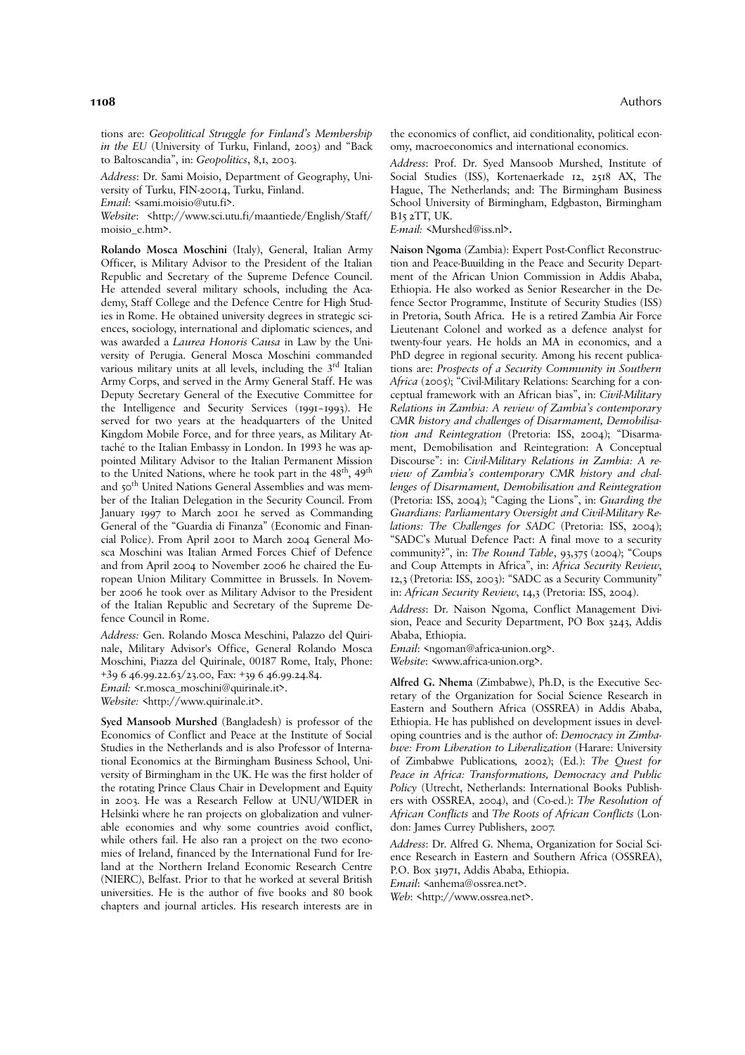tions are: *Geopolitical Struggle for Finland's Membership in the EU* (University of Turku, Finland, 2003) and "Back to Baltoscandia", in: *Geopolitics*, 8,1, 2003.

*Address*: Dr. Sami Moisio, Department of Geography, University of Turku, FIN-20014, Turku, Finland.
*Email*: <sami.moisio@utu.fi>.
*Website*: <http://www.sci.utu.fi/maantiede/English/Staff/moisio_e.htm>.

**Rolando Mosca Moschini** (Italy), General, Italian Army Officer, is Military Advisor to the President of the Italian Republic and Secretary of the Supreme Defence Council. He attended several military schools, including the Academy, Staff College and the Defence Centre for High Studies in Rome. He obtained university degrees in strategic sciences, sociology, international and diplomatic sciences, and was awarded a *Laurea Honoris Causa* in Law by the University of Perugia. General Mosca Moschini commanded various military units at all levels, including the 3rd Italian Army Corps, and served in the Army General Staff. He was Deputy Secretary General of the Executive Committee for the Intelligence and Security Services (1991-1993). He served for two years at the headquarters of the United Kingdom Mobile Force, and for three years, as Military Attaché to the Italian Embassy in London. In 1993 he was appointed Military Advisor to the Italian Permanent Mission to the United Nations, where he took part in the 48th, 49th and 50th United Nations General Assemblies and was member of the Italian Delegation in the Security Council. From January 1997 to March 2001 he served as Commanding General of the "Guardia di Finanza" (Economic and Financial Police). From April 2001 to March 2004 General Mosca Moschini was Italian Armed Forces Chief of Defence and from April 2004 to November 2006 he chaired the European Union Military Committee in Brussels. In November 2006 he took over as Military Advisor to the President of the Italian Republic and Secretary of the Supreme Defence Council in Rome.

*Address:* Gen. Rolando Mosca Meschini, Palazzo del Quirinale, Military Advisor's Office, General Rolando Mosca Moschini, Piazza del Quirinale, 00187 Rome, Italy, Phone: +39 6 46.99.22.63/23.00, Fax: +39 6 46.99.24.84.
*Email:* <r.mosca_moschini@quirinale.it>.
*Website:* <http://www.quirinale.it>.

**Syed Mansoob Murshed** (Bangladesh) is professor of the Economics of Conflict and Peace at the Institute of Social Studies in the Netherlands and is also Professor of International Economics at the Birmingham Business School, University of Birmingham in the UK. He was the first holder of the rotating Prince Claus Chair in Development and Equity in 2003. He was a Research Fellow at UNU/WIDER in Helsinki where he ran projects on globalization and vulnerable economies and why some countries avoid conflict, while others fail. He also ran a project on the two economies of Ireland, financed by the International Fund for Ireland at the Northern Ireland Economic Research Centre (NIERC), Belfast. Prior to that he worked at several British universities. He is the author of five books and 80 book chapters and journal articles. His research interests are in the economics of conflict, aid conditionality, political economy, macroeconomics and international economics.

*Address*: Prof. Dr. Syed Mansoob Murshed, Institute of Social Studies (ISS), Kortenaerkade 12, 2518 AX, The Hague, The Netherlands; and: The Birmingham Business School University of Birmingham, Edgbaston, Birmingham B15 2TT, UK.
*E-mail:* <Murshed@iss.nl>.

**Naison Ngoma** (Zambia): Expert Post-Conflict Reconstruction and Peace-Buuilding in the Peace and Security Department of the African Union Commission in Addis Ababa, Ethiopia. He also worked as Senior Researcher in the Defence Sector Programme, Institute of Security Studies (ISS) in Pretoria, South Africa. He is a retired Zambia Air Force Lieutenant Colonel and worked as a defence analyst for twenty-four years. He holds an MA in economics, and a PhD degree in regional security. Among his recent publications are: *Prospects of a Security Community in Southern Africa* (2005); "Civil-Military Relations: Searching for a conceptual framework with an African bias", in: *Civil-Military Relations in Zambia: A review of Zambia's contemporary CMR history and challenges of Disarmament, Demobilisation and Reintegration* (Pretoria: ISS, 2004); "Disarmament, Demobilisation and Reintegration: A Conceptual Discourse": in: *Civil-Military Relations in Zambia: A review of Zambia's contemporary CMR history and challenges of Disarmament, Demobilisation and Reintegration* (Pretoria: ISS, 2004); "Caging the Lions", in: *Guarding the Guardians: Parliamentary Oversight and Civil-Military Relations: The Challenges for SADC* (Pretoria: ISS, 2004); "SADC's Mutual Defence Pact: A final move to a security community?", in: *The Round Table*, 93,375 (2004); "Coups and Coup Attempts in Africa", in: *Africa Security Review*, 12,3 (Pretoria: ISS, 2003): "SADC as a Security Community" in: *African Security Review*, 14,3 (Pretoria: ISS, 2004).

*Address*: Dr. Naison Ngoma, Conflict Management Division, Peace and Security Department, PO Box 3243, Addis Ababa, Ethiopia.
*Email*: <ngoman@africa-union.org>.
*Website*: <www.africa-union.org>.

**Alfred G. Nhema** (Zimbabwe), Ph.D, is the Executive Secretary of the Organization for Social Science Research in Eastern and Southern Africa (OSSREA) in Addis Ababa, Ethiopia. He has published on development issues in developing countries and is the author of: *Democracy in Zimbabwe: From Liberation to Liberalization* (Harare: University of Zimbabwe Publications, 2002); (Ed.): *The Quest for Peace in Africa: Transformations, Democracy and Public Policy* (Utrecht, Netherlands: International Books Publishers with OSSREA, 2004), and (Co-ed.): *The Resolution of African Conflicts* and *The Roots of African Conflicts* (London: James Currey Publishers, 2007.

*Address*: Dr. Alfred G. Nhema, Organization for Social Science Research in Eastern and Southern Africa (OSSREA), P.O. Box 31971, Addis Ababa, Ethiopia.
*Email*: <anhema@ossrea.net>.
*Web*: <http://www.ossrea.net>.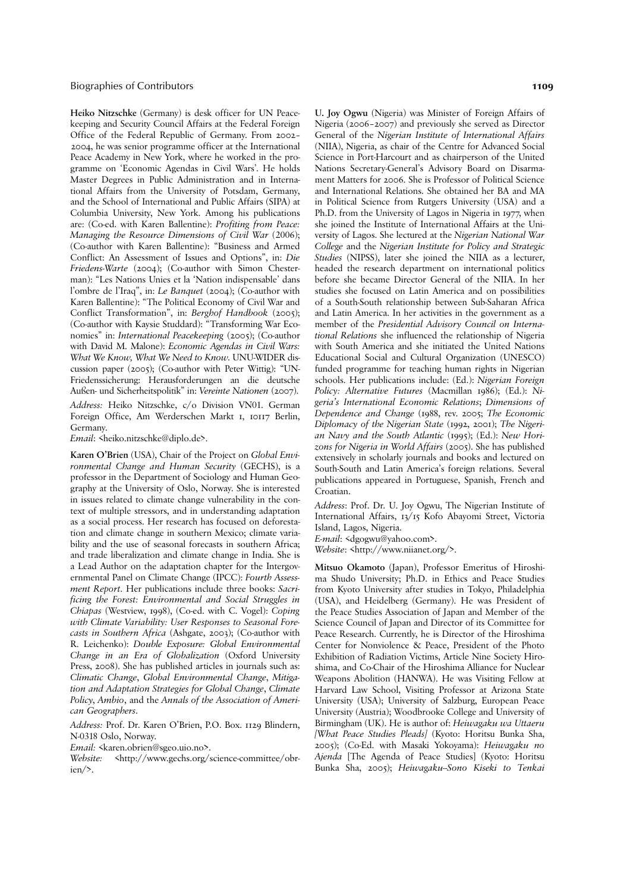**Heiko Nitzschke** (Germany) is desk officer for UN Peacekeeping and Security Council Affairs at the Federal Foreign Office of the Federal Republic of Germany. From 2002–2004, he was senior programme officer at the International Peace Academy in New York, where he worked in the programme on 'Economic Agendas in Civil Wars'. He holds Master Degrees in Public Administration and in International Affairs from the University of Potsdam, Germany, and the School of International and Public Affairs (SIPA) at Columbia University, New York. Among his publications are: (Co-ed. with Karen Ballentine): *Profiting from Peace: Managing the Resource Dimensions of Civil War* (2006); (Co-author with Karen Ballentine): "Business and Armed Conflict: An Assessment of Issues and Options", in: *Die Friedens-Warte* (2004); (Co-author with Simon Chesterman): "Les Nations Unies et la 'Nation indispensable' dans l'ombre de l'Iraq", in: *Le Banquet* (2004); (Co-author with Karen Ballentine): "The Political Economy of Civil War and Conflict Transformation", in: *Berghof Handbook* (2005); (Co-author with Kaysie Studdard): "Transforming War Economies" in: *International Peacekeeping* (2005); (Co-author with David M. Malone): *Economic Agendas in Civil Wars: What We Know, What We Need to Know*. UNU-WIDER discussion paper (2005); (Co-author with Peter Wittig): "UN-Friedenssicherung: Herausforderungen an die deutsche Außen- und Sicherheitspolitik" in: *Vereinte Nationen* (2007).

*Address:* Heiko Nitzschke, c/o Division VN01. German Foreign Office, Am Werderschen Markt 1, 10117 Berlin, Germany.

*Email*: <heiko.nitzschke@diplo.de>.

**Karen O'Brien** (USA), Chair of the Project on *Global Environmental Change and Human Security* (GECHS), is a professor in the Department of Sociology and Human Geography at the University of Oslo, Norway. She is interested in issues related to climate change vulnerability in the context of multiple stressors, and in understanding adaptation as a social process. Her research has focused on deforestation and climate change in southern Mexico; climate variability and the use of seasonal forecasts in southern Africa; and trade liberalization and climate change in India. She is a Lead Author on the adaptation chapter for the Intergovernmental Panel on Climate Change (IPCC): *Fourth Assessment Report*. Her publications include three books: *Sacrificing the Forest: Environmental and Social Struggles in Chiapas* (Westview, 1998), (Co-ed. with C. Vogel): *Coping with Climate Variability: User Responses to Seasonal Forecasts in Southern Africa* (Ashgate, 2003); (Co-author with R. Leichenko): *Double Exposure: Global Environmental Change in an Era of Globalization* (Oxford University Press, 2008). She has published articles in journals such as: *Climatic Change*, *Global Environmental Change*, *Mitigation and Adaptation Strategies for Global Change*, *Climate Policy*, *Ambio*, and the *Annals of the Association of American Geographers*.

*Address:* Prof. Dr. Karen O'Brien, P.O. Box. 1129 Blindern, N-0318 Oslo, Norway.

*Email:* <karen.obrien@sgeo.uio.no>.

*Website:* <http://www.gechs.org/science-committee/obrien/>.

**U. Joy Ogwu** (Nigeria) was Minister of Foreign Affairs of Nigeria (2006–2007) and previously she served as Director General of the *Nigerian Institute of International Affairs* (NIIA), Nigeria, as chair of the Centre for Advanced Social Science in Port-Harcourt and as chairperson of the United Nations Secretary-General's Advisory Board on Disarmament Matters for 2006. She is Professor of Political Science and International Relations. She obtained her BA and MA in Political Science from Rutgers University (USA) and a Ph.D. from the University of Lagos in Nigeria in 1977, when she joined the Institute of International Affairs at the University of Lagos. She lectured at the *Nigerian National War College* and the *Nigerian Institute for Policy and Strategic Studies* (NIPSS), later she joined the NIIA as a lecturer, headed the research department on international politics before she became Director General of the NIIA. In her studies she focused on Latin America and on possibilities of a South-South relationship between Sub-Saharan Africa and Latin America. In her activities in the government as a member of the *Presidential Advisory Council on International Relations* she influenced the relationship of Nigeria with South America and she initiated the United Nations Educational Social and Cultural Organization (UNESCO) funded programme for teaching human rights in Nigerian schools. Her publications include: (Ed.): *Nigerian Foreign Policy: Alternative Futures* (Macmillan 1986); (Ed.): *Nigeria's International Economic Relations*; *Dimensions of Dependence and Change* (1988, rev. 2005; *The Economic Diplomacy of the Nigerian State* (1992, 2001); *The Nigerian Navy and the South Atlantic* (1995); (Ed.): *New Horizons for Nigeria in World Affairs* (2005). She has published extensively in scholarly journals and books and lectured on South-South and Latin America's foreign relations. Several publications appeared in Portuguese, Spanish, French and Croatian.

*Address*: Prof. Dr. U. Joy Ogwu, The Nigerian Institute of International Affairs, 13/15 Kofo Abayomi Street, Victoria Island, Lagos, Nigeria.

*E-mail*: <dgogwu@yahoo.com>.

*Website*: <http://www.niianet.org/>.

**Mitsuo Okamoto** (Japan), Professor Emeritus of Hiroshima Shudo University; Ph.D. in Ethics and Peace Studies from Kyoto University after studies in Tokyo, Philadelphia (USA), and Heidelberg (Germany). He was President of the Peace Studies Association of Japan and Member of the Science Council of Japan and Director of its Committee for Peace Research. Currently, he is Director of the Hiroshima Center for Nonviolence & Peace, President of the Photo Exhibition of Radiation Victims, Article Nine Society Hiroshima, and Co-Chair of the Hiroshima Alliance for Nuclear Weapons Abolition (HANWA). He was Visiting Fellow at Harvard Law School, Visiting Professor at Arizona State University (USA); University of Salzburg, European Peace University (Austria); Woodbrooke College and University of Birmingham (UK). He is author of: *Heiwagaku wa Uttaeru [What Peace Studies Pleads]* (Kyoto: Horitsu Bunka Sha, 2005); (Co-Ed. with Masaki Yokoyama): *Heiwagaku no Ajenda* [The Agenda of Peace Studies] (Kyoto: Horitsu Bunka Sha, 2005); *Heiwagaku–Sono Kiseki to Tenkai*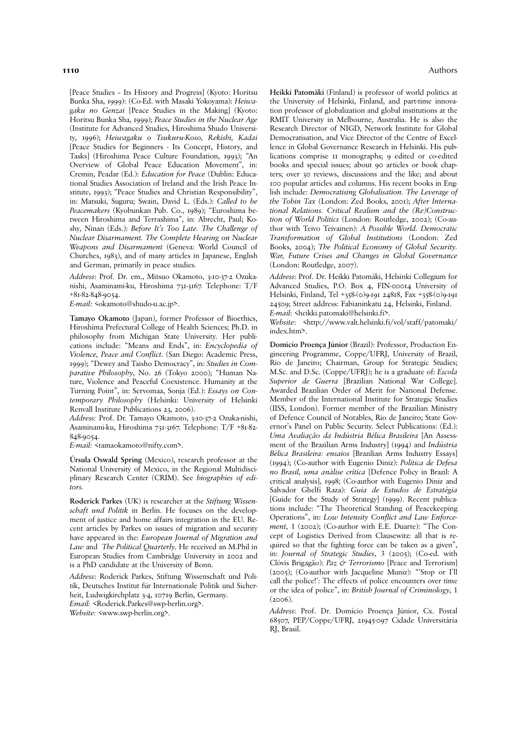[Peace Studies – Its History and Progress] (Kyoto: Horitsu Bunka Sha, 1999): (Co-Ed. with Masaki Yokoyama): *Heiwagaku no Genzai* [Peace Studies in the Making] (Kyoto: Horitsu Bunka Sha, 1999); *Peace Studies in the Nuclear Age* (Institute for Advanced Studies, Hiroshima Shudo University, 1996); *Heiwagaku o Tsukuru-Koso, Rekishi, Kadai* [Peace Studies for Beginners - Its Concept, History, and Tasks] (Hiroshima Peace Culture Foundation, 1993); "An Overview of Global Peace Education Movement", in: Cremin, Peadar (Ed.): *Education for Peace* (Dublin: Educational Studies Association of Ireland and the Irish Peace Institute, 1993); "Peace Studies and Christian Responsibility", in: Matsuki, Suguru; Swain, David L. (Eds.): *Called to be Peacemakers* (Kyobunkan Pub. Co., 1989); "Euroshima between Hiroshima and Terrashima", in: Abrecht, Paul; Koshy, Ninan (Eds.): *Before It's Too Late. The Challenge of Nuclear Disarmament. The Complete Hearing on Nuclear Weapons and Disarmament* (Geneva: World Council of Churches, 1983), and of many articles in Japanese, English and German, primarily in peace studies.

*Address*: Prof. Dr. em., Mitsuo Okamoto, 3-10-37-2 Ozukanishi, Asaminami-ku, Hiroshima 731-3167. Telephone: T/F +81-82-848-9054.
*E-mail*: <okamoto@shudo-u.ac.jp>.

**Tamayo Okamoto** (Japan), former Professor of Bioethics, Hiroshima Prefectural College of Health Sciences; Ph.D. in philosophy from Michigan State University. Her publications include: "Means and Ends", in: *Encyclopedia of Violence, Peace and Conflict*. (San Diego: Academic Press, 1999); "Dewey and Taisho Democracy", in: *Studies in Comparative Philosophy*, No. 26 (Tokyo 2000); "Human Nature, Violence and Peaceful Coexistence. Humanity at the Turning Point", in: Servomaa, Sonja (Ed.): *Essays on Contemporary Philosophy* (Helsinki: University of Helsinki Renvall Institute Publications 23, 2006).
*Address:* Prof. Dr. Tamayo Okamoto, 3-10-37-2 Ozuka-nishi, Asaminami-ku, Hiroshima 731-3167. Telephone: T/F +81-82-848-9054.
*E-mail:* <tamaokamoto@nifty.com>.

**Úrsula Oswald Spring** (Mexico), research professor at the National University of Mexico, in the Regional Multidisciplinary Research Center (CRIM). See *biographies of editors.*

**Roderick Parkes** (UK) is researcher at the *Stiftung Wissenschaft und Politik* in Berlin. He focuses on the development of justice and home affairs integration in the EU. Recent articles by Parkes on issues of migration and security have appeared in the: *European Journal of Migration and Law* and *The Political Quarterly*. He received an M.Phil in European Studies from Cambridge University in 2002 and is a PhD candidate at the University of Bonn.

*Address*: Roderick Parkes, Stiftung Wissenschaft und Politik, Deutsches Institut für Internationale Politik und Sicherheit, Ludwigkirchplatz 3-4, 10719 Berlin, Germany.
*Email:* <Roderick.Parkes@swp-berlin.org>.
*Website:* <www.swp-berlin.org>.

**Heikki Patomäki** (Finland) is professor of world politics at the University of Helsinki, Finland, and part-time innovation professor of globalization and global institutions at the RMIT University in Melbourne, Australia. He is also the Research Director of NIGD, Network Institute for Global Democratisation, and Vice Director of the Centre of Excellence in Global Governance Research in Helsinki. His publications comprise 11 monographs; 9 edited or co-edited books and special issues; about 90 articles or book chapters; over 30 reviews, discussions and the like; and about 100 popular articles and columns. His recent books in English include: *Democratising Globalisation. The Leverage of the Tobin Tax* (London: Zed Books, 2001); *After International Relations. Critical Realism and the (Re)Construction of World Politics* (London: Routledge, 2002); (Co-author with Teivo Teivainen): *A Possible World. Democratic Transformation of Global Institutions* (London: Zed Books, 2004); *The Political Economy of Global Security. War, Future Crises and Changes in Global Governance* (London: Routledge, 2007).

*Address*: Prof. Dr. Heikki Patomäki, Helsinki Collegium for Advanced Studies, P.O. Box 4, FIN-00014 University of Helsinki, Finland, Tel +358-(0)9-191 24818, Fax +358-(0)9-191 24509; Street address: Fabianinkatu 24, Helsinki, Finland.
*E-mail*: <heikki.patomaki@helsinki.fi>.
*Website*: <http://www.valt.helsinki.fi/vol/staff/patomaki/index.htm>.

**Domício Proença Júnior** (Brazil): Professor, Production Engineering Programme, Coppe/UFRJ, University of Brazil, Rio de Janeiro; Chairman, Group for Strategic Studies; M.Sc. and D.Sc. (Coppe/UFRJ); he is a graduate of: *Escola Superior de Guerra* [Brazilian National War College]. Awarded Brazilian Order of Merit for National Defense. Member of the International Institute for Strategic Studies (IISS, London). Former member of the Brazilian Ministry of Defence Council of Notables, Rio de Janeiro; State Governor's Panel on Public Security. Select Publications: (Ed.): *Uma Avaliação da Indústria Bélica Brasileira* [An Assessment of the Brazilian Arms Industry] (1994) and *Indústria Bélica Brasileira: ensaios* [Brazilian Arms Industry Essays] (1994); (Co-author with Eugenio Diniz): *Política de Defesa no Brasil, uma análise crítica* [Defence Policy in Brazil: A critical analysis], 1998; (Co-author with Eugenio Diniz and Salvador Ghelfi Raza): *Guia de Estudos de Estratégia* [Guide for the Study of Strategy] (1999). Recent publications include: "The Theoretical Standing of Peacekeeping Operations", in: *Low Intensity Conflict and Law Enforcement*, 1 (2002); (Co-author with E.E. Duarte): "The Concept of Logistics Derived from Clausewitz: all that is required so that the fighting force can be taken as a given", in: *Journal of Strategic Studies*, 3 (2005); (Co-ed. with Clóvis Brigagão): *Paz & Terrorismo* [Peace and Terrorism] (2005); (Co-author with Jacqueline Muniz): "'Stop or I'll call the police!': The effects of police encounters over time or the idea of police", in: *British Journal of Criminology*, 1 (2006).

*Address*: Prof. Dr. Domício Proença Júnior, Cx. Postal 68507, PEP/Coppe/UFRJ, 21945-097 Cidade Universitária RJ, Brasil.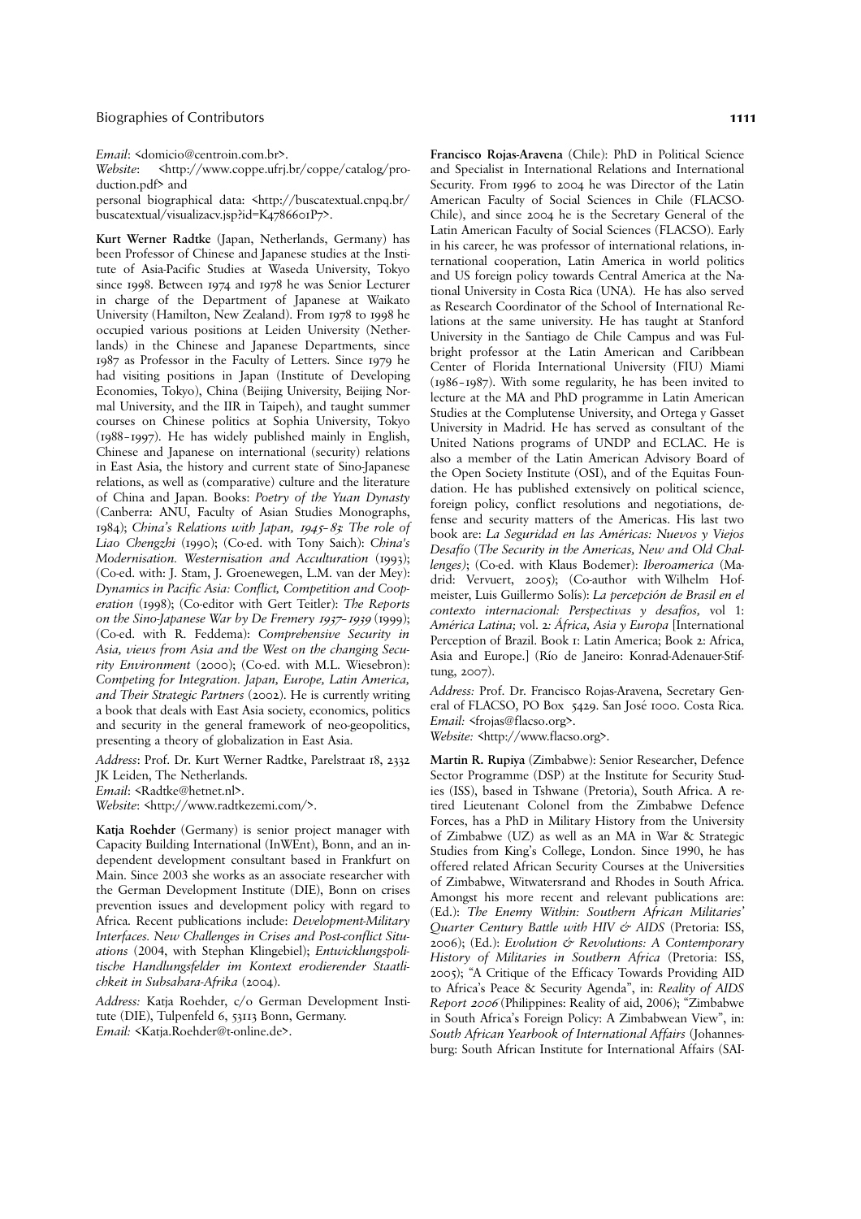*Email*: <domicio@centroin.com.br>.
*Website*: <http://www.coppe.ufrj.br/coppe/catalog/production.pdf> and
personal biographical data: <http://buscatextual.cnpq.br/buscatextual/visualizacv.jsp?id=K4786601P7>.

**Kurt Werner Radtke** (Japan, Netherlands, Germany) has been Professor of Chinese and Japanese studies at the Institute of Asia-Pacific Studies at Waseda University, Tokyo since 1998. Between 1974 and 1978 he was Senior Lecturer in charge of the Department of Japanese at Waikato University (Hamilton, New Zealand). From 1978 to 1998 he occupied various positions at Leiden University (Netherlands) in the Chinese and Japanese Departments, since 1987 as Professor in the Faculty of Letters. Since 1979 he had visiting positions in Japan (Institute of Developing Economies, Tokyo), China (Beijing University, Beijing Normal University, and the IIR in Taipeh), and taught summer courses on Chinese politics at Sophia University, Tokyo (1988–1997). He has widely published mainly in English, Chinese and Japanese on international (security) relations in East Asia, the history and current state of Sino-Japanese relations, as well as (comparative) culture and the literature of China and Japan. Books: *Poetry of the Yuan Dynasty* (Canberra: ANU, Faculty of Asian Studies Monographs, 1984); *China's Relations with Japan, 1945–83: The role of Liao Chengzhi* (1990); (Co-ed. with Tony Saich): *China's Modernisation. Westernisation and Acculturation* (1993); (Co-ed. with: J. Stam, J. Groenewegen, L.M. van der Mey): *Dynamics in Pacific Asia: Conflict, Competition and Cooperation* (1998); (Co-editor with Gert Teitler): *The Reports on the Sino-Japanese War by De Fremery 1937–1939* (1999); (Co-ed. with R. Feddema): *Comprehensive Security in Asia, views from Asia and the West on the changing Security Environment* (2000); (Co-ed. with M.L. Wiesebron): *Competing for Integration. Japan, Europe, Latin America, and Their Strategic Partners* (2002). He is currently writing a book that deals with East Asia society, economics, politics and security in the general framework of neo-geopolitics, presenting a theory of globalization in East Asia.

*Address*: Prof. Dr. Kurt Werner Radtke, Parelstraat 18, 2332 JK Leiden, The Netherlands.
*Email*: <Radtke@hetnet.nl>.
*Website*: <http://www.radtkezemi.com/>.

**Katja Roehder** (Germany) is senior project manager with Capacity Building International (InWEnt), Bonn, and an independent development consultant based in Frankfurt on Main. Since 2003 she works as an associate researcher with the German Development Institute (DIE), Bonn on crises prevention issues and development policy with regard to Africa. Recent publications include: *Development-Military Interfaces. New Challenges in Crises and Post-conflict Situations* (2004, with Stephan Klingebiel); *Entwicklungspolitische Handlungsfelder im Kontext erodierender Staatlichkeit in Subsahara-Afrika* (2004).

*Address:* Katja Roehder, c/o German Development Institute (DIE), Tulpenfeld 6, 53113 Bonn, Germany.
*Email:* <Katja.Roehder@t-online.de>.

**Francisco Rojas-Aravena** (Chile): PhD in Political Science and Specialist in International Relations and International Security. From 1996 to 2004 he was Director of the Latin American Faculty of Social Sciences in Chile (FLACSO-Chile), and since 2004 he is the Secretary General of the Latin American Faculty of Social Sciences (FLACSO). Early in his career, he was professor of international relations, international cooperation, Latin America in world politics and US foreign policy towards Central America at the National University in Costa Rica (UNA). He has also served as Research Coordinator of the School of International Relations at the same university. He has taught at Stanford University in the Santiago de Chile Campus and was Fulbright professor at the Latin American and Caribbean Center of Florida International University (FIU) Miami (1986–1987). With some regularity, he has been invited to lecture at the MA and PhD programme in Latin American Studies at the Complutense University, and Ortega y Gasset University in Madrid. He has served as consultant of the United Nations programs of UNDP and ECLAC. He is also a member of the Latin American Advisory Board of the Open Society Institute (OSI), and of the Equitas Foundation. He has published extensively on political science, foreign policy, conflict resolutions and negotiations, defense and security matters of the Americas. His last two book are: *La Seguridad en las Américas: Nuevos y Viejos Desafío* (*The Security in the Americas, New and Old Challenges)*; (Co-ed. with Klaus Bodemer): *Iberoamerica* (Madrid: Vervuert, 2005); (Co-author with Wilhelm Hofmeister, Luis Guillermo Solís): *La percepción de Brasil en el contexto internacional: Perspectivas y desafíos,* vol 1: *América Latina;* vol. 2*: África, Asia y Europa* [International Perception of Brazil. Book 1: Latin America; Book 2: Africa, Asia and Europe.] (Río de Janeiro: Konrad-Adenauer-Stiftung, 2007).

*Address:* Prof. Dr. Francisco Rojas-Aravena, Secretary General of FLACSO, PO Box 5429. San José 1000. Costa Rica.
*Email:* <frojas@flacso.org>.
*Website:* <http://www.flacso.org>.

**Martin R. Rupiya** (Zimbabwe): Senior Researcher, Defence Sector Programme (DSP) at the Institute for Security Studies (ISS), based in Tshwane (Pretoria), South Africa. A retired Lieutenant Colonel from the Zimbabwe Defence Forces, has a PhD in Military History from the University of Zimbabwe (UZ) as well as an MA in War & Strategic Studies from King's College, London. Since 1990, he has offered related African Security Courses at the Universities of Zimbabwe, Witwatersrand and Rhodes in South Africa. Amongst his more recent and relevant publications are: (Ed.): *The Enemy Within: Southern African Militaries' Quarter Century Battle with HIV & AIDS* (Pretoria: ISS, 2006); (Ed.): *Evolution & Revolutions: A Contemporary History of Militaries in Southern Africa* (Pretoria: ISS, 2005); "A Critique of the Efficacy Towards Providing AID to Africa's Peace & Security Agenda", in: *Reality of AIDS Report 2006* (Philippines: Reality of aid, 2006); "Zimbabwe in South Africa's Foreign Policy: A Zimbabwean View", in: *South African Yearbook of International Affairs* (Johannesburg: South African Institute for International Affairs (SAI-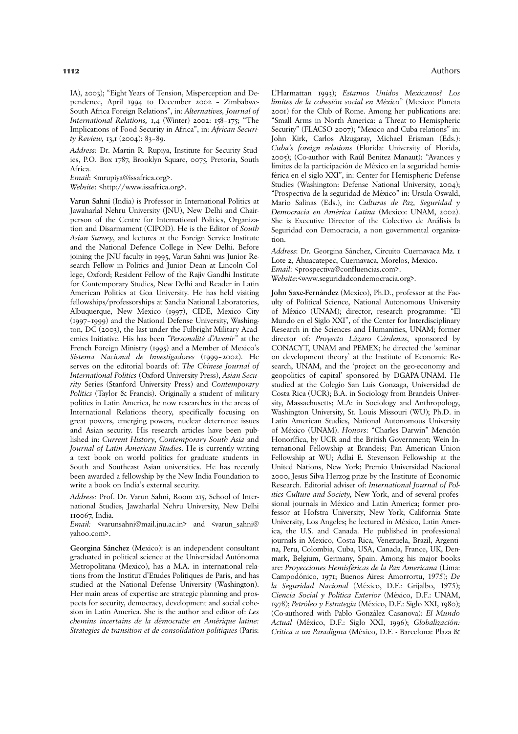IA), 2003); "Eight Years of Tension, Misperception and Dependence, April 1994 to December 2002 – Zimbabwe-South Africa Foreign Relations", in: *Alternatives, Journal of International Relations,* 1,4 (Winter) 2002: 158–175; "The Implications of Food Security in Africa", in: *African Security Review,* 13,1 (2004): 83–89.

*Address*: Dr. Martin R. Rupiya, Institute for Security Studies, P.O. Box 1787, Brooklyn Square, 0075, Pretoria, South Africa.
*Email*: <mrupiya@issafrica.org>.
*Website*: <http://www.issafrica.org>.

**Varun Sahni** (India) is Professor in International Politics at Jawaharlal Nehru University (JNU), New Delhi and Chairperson of the Centre for International Politics, Organization and Disarmament (CIPOD). He is the Editor of *South Asian Survey*, and lectures at the Foreign Service Institute and the National Defence College in New Delhi. Before joining the JNU faculty in 1995, Varun Sahni was Junior Research Fellow in Politics and Junior Dean at Lincoln College, Oxford; Resident Fellow of the Rajiv Gandhi Institute for Contemporary Studies, New Delhi and Reader in Latin American Politics at Goa University. He has held visiting fellowships/professorships at Sandia National Laboratories, Albuquerque, New Mexico (1997), CIDE, Mexico City (1997–1999) and the National Defense University, Washington, DC (2003), the last under the Fulbright Military Academies Initiative. His has been *"Personalité d'Avenir"* at the French Foreign Ministry (1995) and a Member of Mexico's *Sistema Nacional de Investigadores* (1999–2002). He serves on the editorial boards of: *The Chinese Journal of International Politics* (Oxford University Press), *Asian Security* Series (Stanford University Press) and *Contemporary Politics* (Taylor & Francis). Originally a student of military politics in Latin America, he now researches in the areas of International Relations theory, specifically focusing on great powers, emerging powers, nuclear deterrence issues and Asian security. His research articles have been published in: *Current History*, *Contemporary South Asia* and *Journal of Latin American Studies*. He is currently writing a text book on world politics for graduate students in South and Southeast Asian universities. He has recently been awarded a fellowship by the New India Foundation to write a book on India's external security.

*Address:* Prof. Dr. Varun Sahni, Room 215, School of International Studies, Jawaharlal Nehru University, New Delhi 110067, India.
*Email:* <varunsahni@mail.jnu.ac.in> and <varun_sahni@yahoo.com>.

**Georgina Sánchez** (Mexico): is an independent consultant graduated in political science at the Universidad Autónoma Metropolitana (Mexico), has a M.A. in international relations from the Institut d'Etudes Politiques de Paris, and has studied at the National Defense University (Washington). Her main areas of expertise are strategic planning and prospects for security, democracy, development and social cohesion in Latin America. She is the author and editor of: *Les chemins incertains de la démocratie en Amérique latine: Strategies de transition et de consolidation politiques* (Paris: L'Harmattan 1993); *Estamos Unidos Mexicanos? Los límites de la cohesión social en México*" (Mexico: Planeta 2001) for the Club of Rome. Among her publications are: "Small Arms in North America: a Threat to Hemispheric Security" (FLACSO 2007); "Mexico and Cuba relations" in: John Kirk, Carlos Alzugaray, Michael Erisman (Eds.): *Cuba's foreign relations* (Florida: University of Florida, 2005); (Co-author with Raúl Benítez Manaut): "Avances y límites de la participación de México en la seguridad hemisférica en el siglo XXI", in: Center for Hemispheric Defense Studies (Washington: Defense National University, 2004); "Prospectiva de la seguridad de México" in: Ursula Oswald, Mario Salinas (Eds.), in: *Culturas de Paz, Seguridad y Democracia en América Latina* (Mexico: UNAM, 2002). She is Executive Director of the Colectivo de Análisis la Seguridad con Democracia, a non governmental organization.

*Address*: Dr. Georgina Sánchez, Circuito Cuernavaca Mz. 1 Lote 2, Ahuacatepec, Cuernavaca, Morelos, Mexico.
*Email*: <prospectiva@confluencias.com>.
*Website*:<www.seguridadcondemocracia.org>.

**John Saxe-Fernández** (Mexico), Ph.D., professor at the Faculty of Political Science, National Autonomous University of México (UNAM); director, research programme: "El Mundo en el Siglo XXI", of the Center for Interdisciplinary Research in the Sciences and Humanities, UNAM; former director of: *Proyecto Lázaro Cárdenas*, sponsored by CONACYT, UNAM and PEMEX; he directed the 'seminar on development theory' at the Institute of Economic Research, UNAM, and the 'project on the geo-economy and geopolitics of capital' sponsored by DGAPA-UNAM. He studied at the Colegio San Luis Gonzaga, Universidad de Costa Rica (UCR); B.A. in Sociology from Brandeis University, Massachusetts; M.A: in Sociology and Anthropology, Washington University, St. Louis Missouri (WU); Ph.D. in Latin American Studies, National Autonomous University of México (UNAM). *Honors*: "Charles Darwin" Mención Honorífica, by UCR and the British Government; Wein International Fellowship at Brandeis; Pan American Union Fellowship at WU; Adlai E. Stevenson Fellowship at the United Nations, New York; Premio Universidad Nacional 2000, Jesus Silva Herzog prize by the Institute of Economic Research. Editorial adviser of: *International Journal of Politics Culture and Society,* New York, and of several professional journals in México and Latin America; former professor at Hofstra University, New York; California State University, Los Angeles; he lectured in México, Latin America, the U.S. and Canada. He published in professional journals in Mexico, Costa Rica, Venezuela, Brazil, Argentina, Peru, Colombia, Cuba, USA, Canada, France, UK, Denmark, Belgium, Germany, Spain. Among his major books are: *Proyecciones Hemisféricas de la Pax Americana* (Lima: Campodónico, 1971; Buenos Aires: Amorrortu, 1975); *De la Seguridad Nacional* (México, D.F.: Grijalbo, 1975); *Ciencia Social y Política Exterior* (México, D.F.: UNAM, 1978); *Petróleo y Estrategia* (México, D.F.: Siglo XXI, 1980); (Co-authored with Pablo González Casanova): *El Mundo Actual* (México, D.F.: Siglo XXI, 1996); *Globalización: Crítica a un Paradigma* (México, D.F. - Barcelona: Plaza &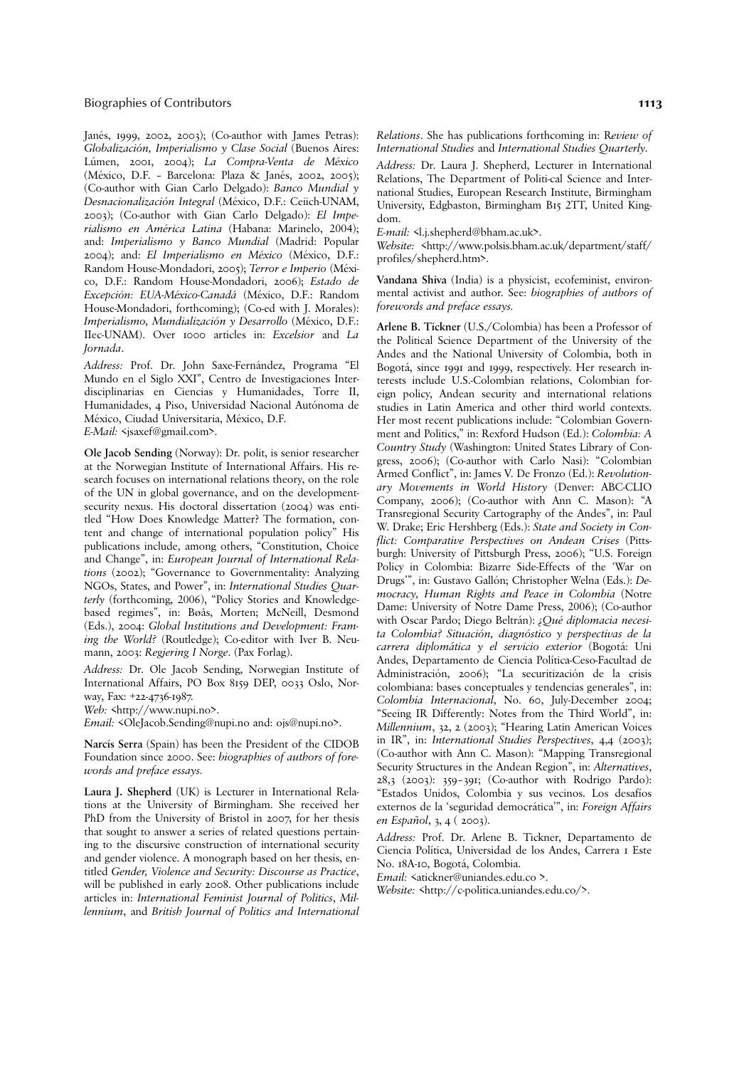Janés, 1999, 2002, 2003); (Co-author with James Petras): *Globalización, Imperialismo y Clase Social* (Buenos Aires: Lúmen, 2001, 2004); *La Compra-Venta de México* (México, D.F. – Barcelona: Plaza & Janés, 2002, 2005); (Co-author with Gian Carlo Delgado): *Banco Mundial y Desnacionalización Integral* (México, D.F.: Ceiich-UNAM, 2003); (Co-author with Gian Carlo Delgado): *El Imperialismo en América Latina* (Habana: Marinelo, 2004); and: *Imperialismo y Banco Mundial* (Madrid: Popular 2004); and: *El Imperialismo en México* (México, D.F.: Random House-Mondadori, 2005); *Terror e Imperio* (México, D.F.: Random House-Mondadori, 2006); *Estado de Excepción: EUA-México-Canadá* (México, D.F.: Random House-Mondadori, forthcoming); (Co-ed with J. Morales): *Imperialismo, Mundialización y Desarrollo* (México, D.F.: IIec-UNAM). Over 1000 articles in: *Excelsior* and *La Jornada*.

*Address:* Prof. Dr. John Saxe-Fernández, Programa "El Mundo en el Siglo XXI", Centro de Investigaciones Interdisciplinarias en Ciencias y Humanidades, Torre II, Humanidades, 4 Piso, Universidad Nacional Autónoma de México, Ciudad Universitaria, México, D.F.
*E-Mail:* <jsaxef@gmail.com>.

**Ole Jacob Sending** (Norway): Dr. polit, is senior researcher at the Norwegian Institute of International Affairs. His research focuses on international relations theory, on the role of the UN in global governance, and on the development-security nexus. His doctoral dissertation (2004) was entitled "How Does Knowledge Matter? The formation, content and change of international population policy" His publications include, among others, "Constitution, Choice and Change", in: *European Journal of International Relations* (2002); "Governance to Governmentality: Analyzing NGOs, States, and Power", in: *International Studies Quarterly* (forthcoming, 2006), "Policy Stories and Knowledge-based regimes", in: Bøås, Morten; McNeill, Desmond (Eds.), 2004: *Global Institutions and Development: Framing the World?* (Routledge); Co-editor with Iver B. Neumann, 2003: *Regjering I Norge*. (Pax Forlag).

*Address:* Dr. Ole Jacob Sending, Norwegian Institute of International Affairs, PO Box 8159 DEP, 0033 Oslo, Norway, Fax: +22-4736-1987.
*Web:* <http://www.nupi.no>.
*Email:* <OleJacob.Sending@nupi.no and: ojs@nupi.no>.

**Narcís Serra** (Spain) has been the President of the CIDOB Foundation since 2000. See: *biographies of authors of forewords and preface essays.*

**Laura J. Shepherd** (UK) is Lecturer in International Relations at the University of Birmingham. She received her PhD from the University of Bristol in 2007, for her thesis that sought to answer a series of related questions pertaining to the discursive construction of international security and gender violence. A monograph based on her thesis, entitled *Gender, Violence and Security: Discourse as Practice*, will be published in early 2008. Other publications include articles in: *International Feminist Journal of Politics*, *Millennium*, and *British Journal of Politics and International Relations*. She has publications forthcoming in: *Review of International Studies* and *International Studies Quarterly*.

*Address:* Dr. Laura J. Shepherd, Lecturer in International Relations, The Department of Politi-cal Science and International Studies, European Research Institute, Birmingham University, Edgbaston, Birmingham B15 2TT, United Kingdom.
*E-mail:* <l.j.shepherd@bham.ac.uk>.
*Website:* <http://www.polsis.bham.ac.uk/department/staff/profiles/shepherd.htm>.

**Vandana Shiva** (India) is a physicist, ecofeminist, environmental activist and author. See: *biographies of authors of forewords and preface essays.*

**Arlene B. Tickner** (U.S./Colombia) has been a Professor of the Political Science Department of the University of the Andes and the National University of Colombia, both in Bogotá, since 1991 and 1999, respectively. Her research interests include U.S.-Colombian relations, Colombian foreign policy, Andean security and international relations studies in Latin America and other third world contexts. Her most recent publications include: "Colombian Government and Politics," in: Rexford Hudson (Ed.): *Colombia: A Country Study* (Washington: United States Library of Congress, 2006); (Co-author with Carlo Nasi): "Colombian Armed Conflict", in: James V. De Fronzo (Ed.): *Revolutionary Movements in World History* (Denver: ABC-CLIO Company, 2006); (Co-author with Ann C. Mason): "A Transregional Security Cartography of the Andes", in: Paul W. Drake; Eric Hershberg (Eds.): *State and Society in Conflict: Comparative Perspectives on Andean Crises* (Pittsburgh: University of Pittsburgh Press, 2006); "U.S. Foreign Policy in Colombia: Bizarre Side-Effects of the 'War on Drugs'", in: Gustavo Gallón; Christopher Welna (Eds.): *Democracy, Human Rights and Peace in Colombia* (Notre Dame: University of Notre Dame Press, 2006); (Co-author with Oscar Pardo; Diego Beltrán): *¿Qué diplomacia necesita Colombia? Situación, diagnóstico y perspectivas de la carrera diplomática y el servicio exterior* (Bogotá: Uni Andes, Departamento de Ciencia Política-Ceso-Facultad de Administración, 2006); "La securitización de la crisis colombiana: bases conceptuales y tendencias generales", in: *Colombia Internacional*, No. 60, July-December 2004; "Seeing IR Differently: Notes from the Third World", in: *Millennium*, 32, 2 (2003); "Hearing Latin American Voices in IR", in: *International Studies Perspectives*, 4,4 (2003); (Co-author with Ann C. Mason): "Mapping Transregional Security Structures in the Andean Region", in: *Alternatives*, 28,3 (2003): 359–391; (Co-author with Rodrigo Pardo): "Estados Unidos, Colombia y sus vecinos. Los desafíos externos de la 'seguridad democrática'", in: *Foreign Affairs en Español*, 3, 4 ( 2003).

*Address:* Prof. Dr. Arlene B. Tickner, Departamento de Ciencia Política, Universidad de los Andes, Carrera 1 Este No. 18A-10, Bogotá, Colombia.
*Email:* <atickner@uniandes.edu.co >.
*Website:* <http://c-politica.uniandes.edu.co/>.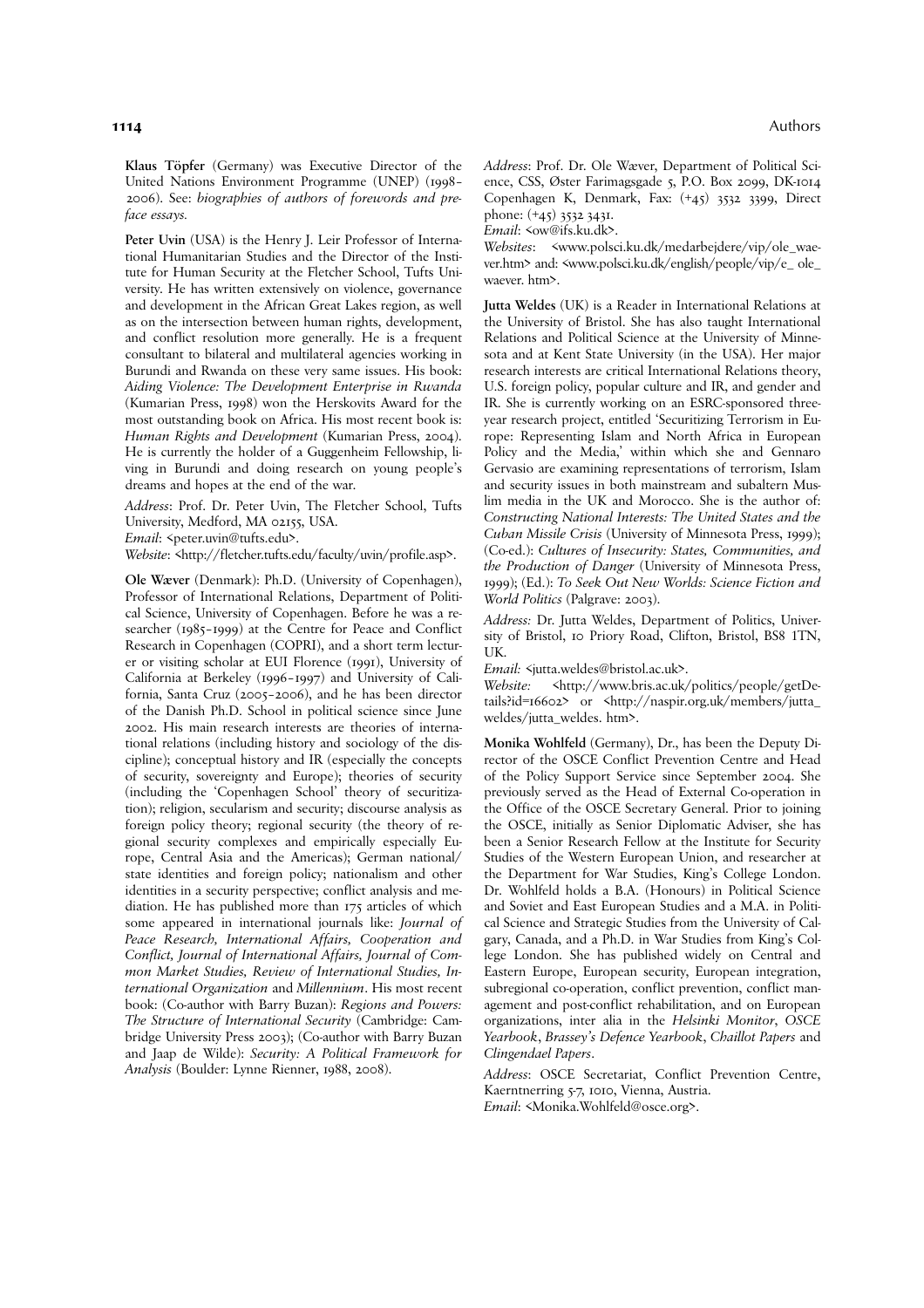**Klaus Töpfer** (Germany) was Executive Director of the United Nations Environment Programme (UNEP) (1998–2006). See: *biographies of authors of forewords and preface essays.*

**Peter Uvin** (USA) is the Henry J. Leir Professor of International Humanitarian Studies and the Director of the Institute for Human Security at the Fletcher School, Tufts University. He has written extensively on violence, governance and development in the African Great Lakes region, as well as on the intersection between human rights, development, and conflict resolution more generally. He is a frequent consultant to bilateral and multilateral agencies working in Burundi and Rwanda on these very same issues. His book: *Aiding Violence: The Development Enterprise in Rwanda* (Kumarian Press, 1998) won the Herskovits Award for the most outstanding book on Africa. His most recent book is: *Human Rights and Development* (Kumarian Press, 2004). He is currently the holder of a Guggenheim Fellowship, living in Burundi and doing research on young people's dreams and hopes at the end of the war.

*Address*: Prof. Dr. Peter Uvin, The Fletcher School, Tufts University, Medford, MA 02155, USA.
*Email*: <peter.uvin@tufts.edu>.
*Website*: <http://fletcher.tufts.edu/faculty/uvin/profile.asp>.

**Ole Wæver** (Denmark): Ph.D. (University of Copenhagen), Professor of International Relations, Department of Political Science, University of Copenhagen. Before he was a researcher (1985–1999) at the Centre for Peace and Conflict Research in Copenhagen (COPRI), and a short term lecturer or visiting scholar at EUI Florence (1991), University of California at Berkeley (1996–1997) and University of California, Santa Cruz (2005–2006), and he has been director of the Danish Ph.D. School in political science since June 2002. His main research interests are theories of international relations (including history and sociology of the discipline); conceptual history and IR (especially the concepts of security, sovereignty and Europe); theories of security (including the 'Copenhagen School' theory of securitization); religion, secularism and security; discourse analysis as foreign policy theory; regional security (the theory of regional security complexes and empirically especially Europe, Central Asia and the Americas); German national/state identities and foreign policy; nationalism and other identities in a security perspective; conflict analysis and mediation. He has published more than 175 articles of which some appeared in international journals like: *Journal of Peace Research, International Affairs, Cooperation and Conflict, Journal of International Affairs, Journal of Common Market Studies, Review of International Studies, International Organization* and *Millennium*. His most recent book: (Co-author with Barry Buzan): *Regions and Powers: The Structure of International Security* (Cambridge: Cambridge University Press 2003); (Co-author with Barry Buzan and Jaap de Wilde): *Security: A Political Framework for Analysis* (Boulder: Lynne Rienner, 1988, 2008).

*Address*: Prof. Dr. Ole Wæver, Department of Political Science, CSS, Øster Farimagsgade 5, P.O. Box 2099, DK-1014 Copenhagen K, Denmark, Fax: (+45) 3532 3399, Direct phone: (+45) 3532 3431.
*Email*: <ow@ifs.ku.dk>.
*Websites*: <www.polsci.ku.dk/medarbejdere/vip/ole_waever.htm> and: <www.polsci.ku.dk/english/people/vip/e_ ole_waever. htm>.

**Jutta Weldes** (UK) is a Reader in International Relations at the University of Bristol. She has also taught International Relations and Political Science at the University of Minnesota and at Kent State University (in the USA). Her major research interests are critical International Relations theory, U.S. foreign policy, popular culture and IR, and gender and IR. She is currently working on an ESRC-sponsored three-year research project, entitled 'Securitizing Terrorism in Europe: Representing Islam and North Africa in European Policy and the Media,' within which she and Gennaro Gervasio are examining representations of terrorism, Islam and security issues in both mainstream and subaltern Muslim media in the UK and Morocco. She is the author of: *Constructing National Interests: The United States and the Cuban Missile Crisis* (University of Minnesota Press, 1999); (Co-ed.): *Cultures of Insecurity: States, Communities, and the Production of Danger* (University of Minnesota Press, 1999); (Ed.): *To Seek Out New Worlds: Science Fiction and World Politics* (Palgrave: 2003).

*Address:* Dr. Jutta Weldes, Department of Politics, University of Bristol, 10 Priory Road, Clifton, Bristol, BS8 1TN, UK.
*Email:* <jutta.weldes@bristol.ac.uk>.
*Website:* <http://www.bris.ac.uk/politics/people/getDetails?id=16602> or <http://naspir.org.uk/members/jutta_weldes/jutta_weldes. htm>.

**Monika Wohlfeld** (Germany), Dr., has been the Deputy Director of the OSCE Conflict Prevention Centre and Head of the Policy Support Service since September 2004. She previously served as the Head of External Co-operation in the Office of the OSCE Secretary General. Prior to joining the OSCE, initially as Senior Diplomatic Adviser, she has been a Senior Research Fellow at the Institute for Security Studies of the Western European Union, and researcher at the Department for War Studies, King's College London. Dr. Wohlfeld holds a B.A. (Honours) in Political Science and Soviet and East European Studies and a M.A. in Political Science and Strategic Studies from the University of Calgary, Canada, and a Ph.D. in War Studies from King's College London. She has published widely on Central and Eastern Europe, European security, European integration, subregional co-operation, conflict prevention, conflict management and post-conflict rehabilitation, and on European organizations, inter alia in the *Helsinki Monitor*, *OSCE Yearbook*, *Brassey's Defence Yearbook*, *Chaillot Papers* and *Clingendael Papers*.

*Address*: OSCE Secretariat, Conflict Prevention Centre, Kaerntnerring 5-7, 1010, Vienna, Austria.
*Email*: <Monika.Wohlfeld@osce.org>.